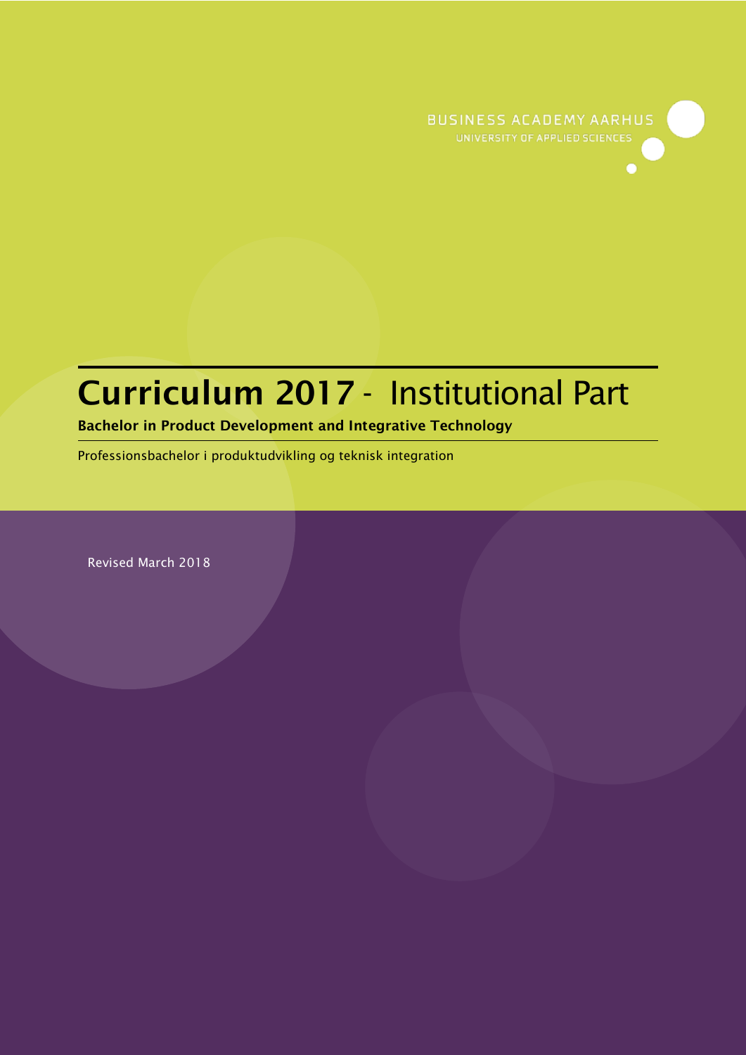BUSINESS ACADEMY AARHUS

UNIVERSITY OF APPLIED SCIENCES

# Curriculum 2017 - Institutional Part

**Bachelor in Product Development and Integrative Technology**

Professionsbachelor i produktudvikling og teknisk integration

Revised March 2018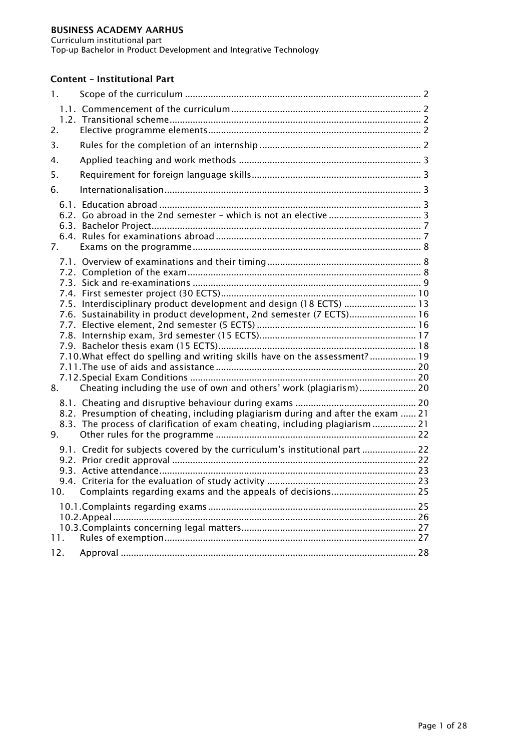## Content – Institutional Part

1. Scope of the curriculum ........ 2
   - 1.1. Commencement of the curriculum ........ 2
   - 1.2. Transitional scheme ........ 2
2. Elective programme elements ........ 2
3. Rules for the completion of an internship ........ 2
4. Applied teaching and work methods ........ 3
5. Requirement for foreign language skills ........ 3
6. Internationalisation ........ 3
   - 6.1. Education abroad ........ 3
   - 6.2. Go abroad in the 2nd semester – which is not an elective ........ 3
   - 6.3. Bachelor Project ........ 7
   - 6.4. Rules for examinations abroad ........ 7
7. Exams on the programme ........ 8
   - 7.1. Overview of examinations and their timing ........ 8
   - 7.2. Completion of the exam ........ 8
   - 7.3. Sick and re-examinations ........ 9
   - 7.4. First semester project (30 ECTS) ........ 10
   - 7.5. Interdisciplinary product development and design (18 ECTS) ........ 13
   - 7.6. Sustainability in product development, 2nd semester (7 ECTS) ........ 16
   - 7.7. Elective element, 2nd semester (5 ECTS) ........ 16
   - 7.8. Internship exam, 3rd semester (15 ECTS) ........ 17
   - 7.9. Bachelor thesis exam (15 ECTS) ........ 18
   - 7.10. What effect do spelling and writing skills have on the assessment? ........ 19
   - 7.11. The use of aids and assistance ........ 20
   - 7.12. Special Exam Conditions ........ 20
8. Cheating including the use of own and others' work (plagiarism) ........ 20
   - 8.1. Cheating and disruptive behaviour during exams ........ 20
   - 8.2. Presumption of cheating, including plagiarism during and after the exam ........ 21
   - 8.3. The process of clarification of exam cheating, including plagiarism ........ 21
9. Other rules for the programme ........ 22
   - 9.1. Credit for subjects covered by the curriculum's institutional part ........ 22
   - 9.2. Prior credit approval ........ 22
   - 9.3. Active attendance ........ 23
   - 9.4. Criteria for the evaluation of study activity ........ 23
10. Complaints regarding exams and the appeals of decisions ........ 25
    - 10.1. Complaints regarding exams ........ 25
    - 10.2. Appeal ........ 26
    - 10.3. Complaints concerning legal matters ........ 27
11. Rules of exemption ........ 27
12. Approval ........ 28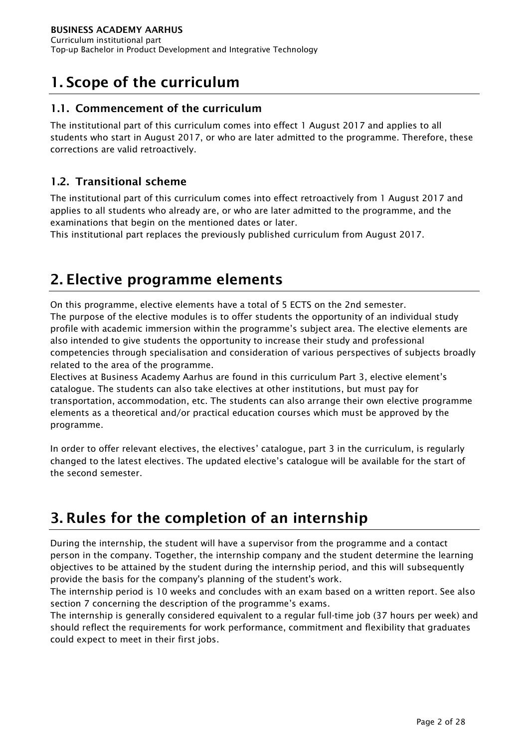# 1. Scope of the curriculum

## 1.1. Commencement of the curriculum

The institutional part of this curriculum comes into effect 1 August 2017 and applies to all students who start in August 2017, or who are later admitted to the programme. Therefore, these corrections are valid retroactively.

## 1.2. Transitional scheme

The institutional part of this curriculum comes into effect retroactively from 1 August 2017 and applies to all students who already are, or who are later admitted to the programme, and the examinations that begin on the mentioned dates or later.
This institutional part replaces the previously published curriculum from August 2017.

# 2. Elective programme elements

On this programme, elective elements have a total of 5 ECTS on the 2nd semester.
The purpose of the elective modules is to offer students the opportunity of an individual study profile with academic immersion within the programme's subject area. The elective elements are also intended to give students the opportunity to increase their study and professional competencies through specialisation and consideration of various perspectives of subjects broadly related to the area of the programme.
Electives at Business Academy Aarhus are found in this curriculum Part 3, elective element's catalogue. The students can also take electives at other institutions, but must pay for transportation, accommodation, etc. The students can also arrange their own elective programme elements as a theoretical and/or practical education courses which must be approved by the programme.

In order to offer relevant electives, the electives' catalogue, part 3 in the curriculum, is regularly changed to the latest electives. The updated elective's catalogue will be available for the start of the second semester.

# 3. Rules for the completion of an internship

During the internship, the student will have a supervisor from the programme and a contact person in the company. Together, the internship company and the student determine the learning objectives to be attained by the student during the internship period, and this will subsequently provide the basis for the company's planning of the student's work.
The internship period is 10 weeks and concludes with an exam based on a written report. See also section 7 concerning the description of the programme's exams.
The internship is generally considered equivalent to a regular full-time job (37 hours per week) and should reflect the requirements for work performance, commitment and flexibility that graduates could expect to meet in their first jobs.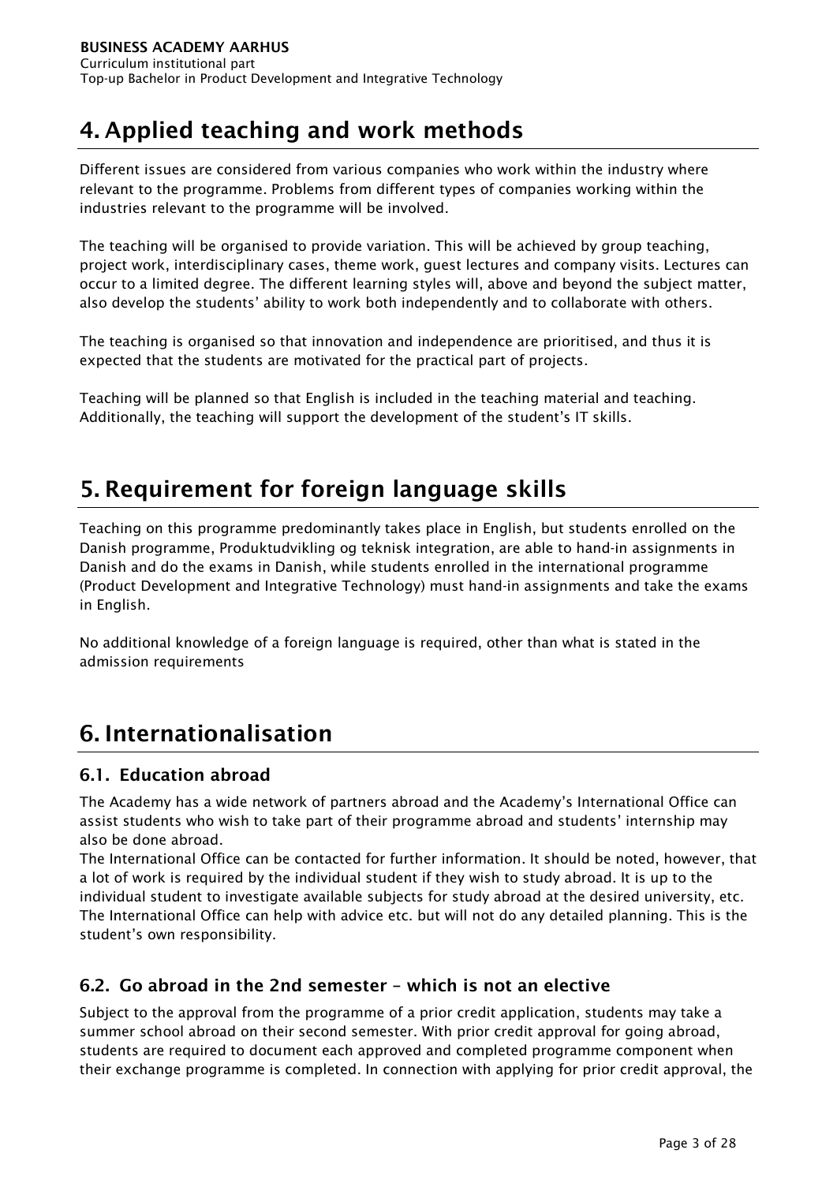# 4. Applied teaching and work methods

Different issues are considered from various companies who work within the industry where relevant to the programme. Problems from different types of companies working within the industries relevant to the programme will be involved.

The teaching will be organised to provide variation. This will be achieved by group teaching, project work, interdisciplinary cases, theme work, guest lectures and company visits. Lectures can occur to a limited degree. The different learning styles will, above and beyond the subject matter, also develop the students' ability to work both independently and to collaborate with others.

The teaching is organised so that innovation and independence are prioritised, and thus it is expected that the students are motivated for the practical part of projects.

Teaching will be planned so that English is included in the teaching material and teaching. Additionally, the teaching will support the development of the student's IT skills.

# 5. Requirement for foreign language skills

Teaching on this programme predominantly takes place in English, but students enrolled on the Danish programme, Produktudvikling og teknisk integration, are able to hand-in assignments in Danish and do the exams in Danish, while students enrolled in the international programme (Product Development and Integrative Technology) must hand-in assignments and take the exams in English.

No additional knowledge of a foreign language is required, other than what is stated in the admission requirements

# 6. Internationalisation

## 6.1. Education abroad

The Academy has a wide network of partners abroad and the Academy's International Office can assist students who wish to take part of their programme abroad and students' internship may also be done abroad.
The International Office can be contacted for further information. It should be noted, however, that a lot of work is required by the individual student if they wish to study abroad. It is up to the individual student to investigate available subjects for study abroad at the desired university, etc. The International Office can help with advice etc. but will not do any detailed planning. This is the student's own responsibility.

## 6.2. Go abroad in the 2nd semester – which is not an elective

Subject to the approval from the programme of a prior credit application, students may take a summer school abroad on their second semester. With prior credit approval for going abroad, students are required to document each approved and completed programme component when their exchange programme is completed. In connection with applying for prior credit approval, the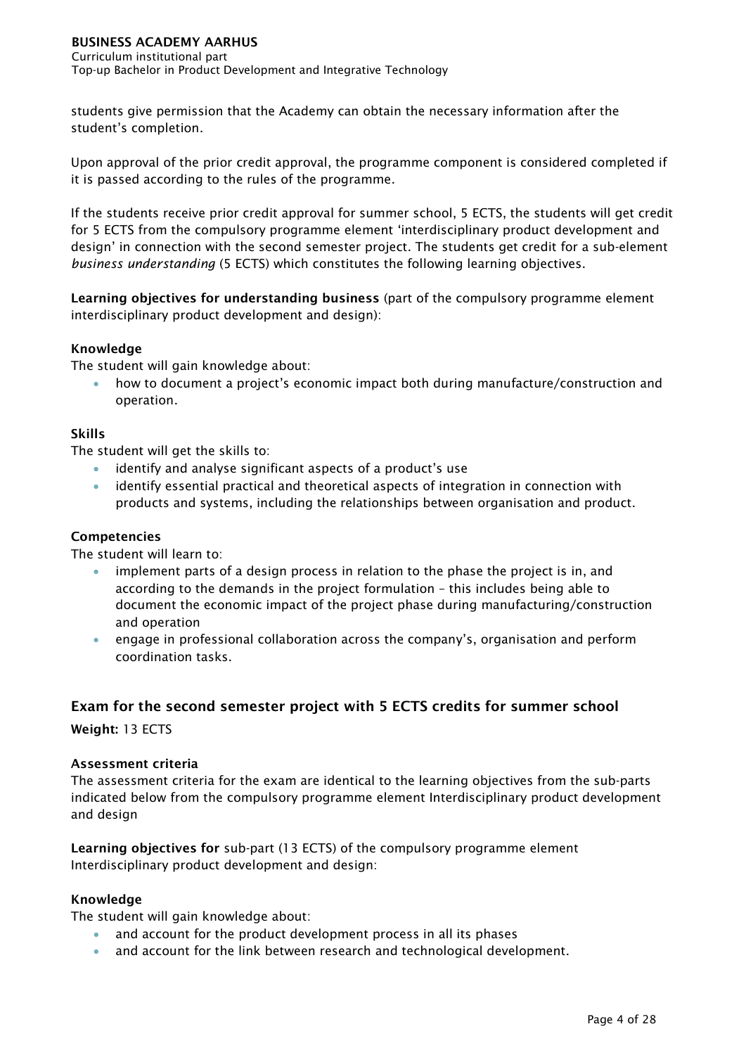students give permission that the Academy can obtain the necessary information after the student's completion.

Upon approval of the prior credit approval, the programme component is considered completed if it is passed according to the rules of the programme.

If the students receive prior credit approval for summer school, 5 ECTS, the students will get credit for 5 ECTS from the compulsory programme element 'interdisciplinary product development and design' in connection with the second semester project. The students get credit for a sub-element *business understanding* (5 ECTS) which constitutes the following learning objectives.

**Learning objectives for understanding business** (part of the compulsory programme element interdisciplinary product development and design):

**Knowledge**

The student will gain knowledge about:

- how to document a project's economic impact both during manufacture/construction and operation.

**Skills**

The student will get the skills to:

- identify and analyse significant aspects of a product's use
- identify essential practical and theoretical aspects of integration in connection with products and systems, including the relationships between organisation and product.

**Competencies**

The student will learn to:

- implement parts of a design process in relation to the phase the project is in, and according to the demands in the project formulation – this includes being able to document the economic impact of the project phase during manufacturing/construction and operation
- engage in professional collaboration across the company's, organisation and perform coordination tasks.

## Exam for the second semester project with 5 ECTS credits for summer school

**Weight:** 13 ECTS

**Assessment criteria**

The assessment criteria for the exam are identical to the learning objectives from the sub-parts indicated below from the compulsory programme element Interdisciplinary product development and design

**Learning objectives for** sub-part (13 ECTS) of the compulsory programme element Interdisciplinary product development and design:

**Knowledge**

The student will gain knowledge about:

- and account for the product development process in all its phases
- and account for the link between research and technological development.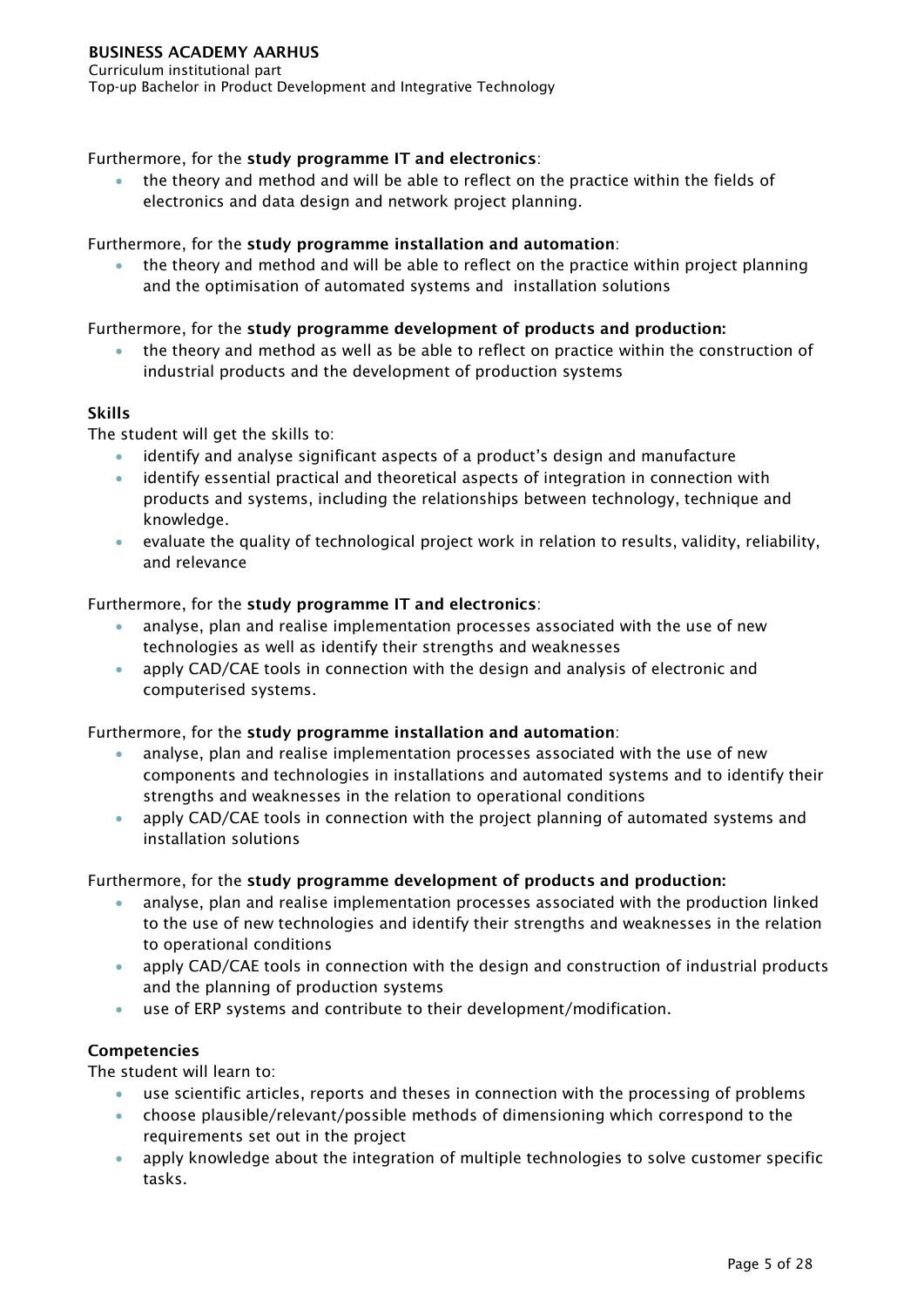Furthermore, for the **study programme IT and electronics**:

- the theory and method and will be able to reflect on the practice within the fields of electronics and data design and network project planning.

Furthermore, for the **study programme installation and automation**:

- the theory and method and will be able to reflect on the practice within project planning and the optimisation of automated systems and installation solutions

Furthermore, for the **study programme development of products and production:**

- the theory and method as well as be able to reflect on practice within the construction of industrial products and the development of production systems

**Skills**

The student will get the skills to:

- identify and analyse significant aspects of a product's design and manufacture
- identify essential practical and theoretical aspects of integration in connection with products and systems, including the relationships between technology, technique and knowledge.
- evaluate the quality of technological project work in relation to results, validity, reliability, and relevance

Furthermore, for the **study programme IT and electronics**:

- analyse, plan and realise implementation processes associated with the use of new technologies as well as identify their strengths and weaknesses
- apply CAD/CAE tools in connection with the design and analysis of electronic and computerised systems.

Furthermore, for the **study programme installation and automation**:

- analyse, plan and realise implementation processes associated with the use of new components and technologies in installations and automated systems and to identify their strengths and weaknesses in the relation to operational conditions
- apply CAD/CAE tools in connection with the project planning of automated systems and installation solutions

Furthermore, for the **study programme development of products and production:**

- analyse, plan and realise implementation processes associated with the production linked to the use of new technologies and identify their strengths and weaknesses in the relation to operational conditions
- apply CAD/CAE tools in connection with the design and construction of industrial products and the planning of production systems
- use of ERP systems and contribute to their development/modification.

**Competencies**

The student will learn to:

- use scientific articles, reports and theses in connection with the processing of problems
- choose plausible/relevant/possible methods of dimensioning which correspond to the requirements set out in the project
- apply knowledge about the integration of multiple technologies to solve customer specific tasks.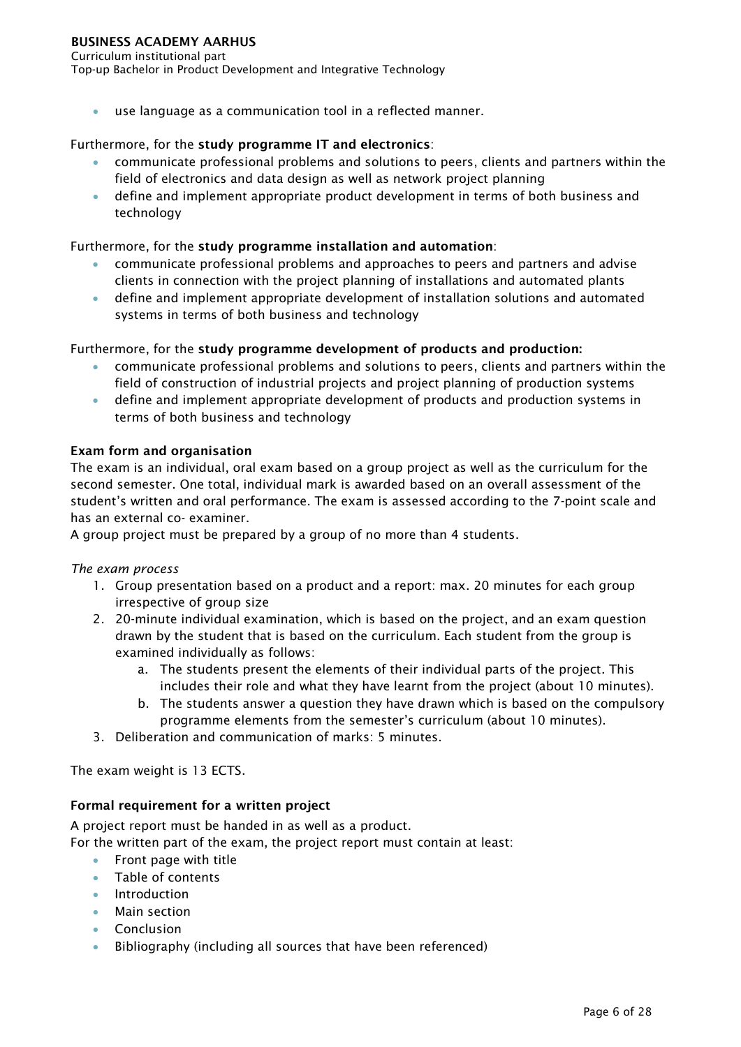- use language as a communication tool in a reflected manner.

Furthermore, for the **study programme IT and electronics**:

- communicate professional problems and solutions to peers, clients and partners within the field of electronics and data design as well as network project planning
- define and implement appropriate product development in terms of both business and technology

Furthermore, for the **study programme installation and automation**:

- communicate professional problems and approaches to peers and partners and advise clients in connection with the project planning of installations and automated plants
- define and implement appropriate development of installation solutions and automated systems in terms of both business and technology

Furthermore, for the **study programme development of products and production:**

- communicate professional problems and solutions to peers, clients and partners within the field of construction of industrial projects and project planning of production systems
- define and implement appropriate development of products and production systems in terms of both business and technology

**Exam form and organisation**

The exam is an individual, oral exam based on a group project as well as the curriculum for the second semester. One total, individual mark is awarded based on an overall assessment of the student's written and oral performance. The exam is assessed according to the 7-point scale and has an external co- examiner.

A group project must be prepared by a group of no more than 4 students.

*The exam process*

1. Group presentation based on a product and a report: max. 20 minutes for each group irrespective of group size
2. 20-minute individual examination, which is based on the project, and an exam question drawn by the student that is based on the curriculum. Each student from the group is examined individually as follows:
    a. The students present the elements of their individual parts of the project. This includes their role and what they have learnt from the project (about 10 minutes).
    b. The students answer a question they have drawn which is based on the compulsory programme elements from the semester's curriculum (about 10 minutes).
3. Deliberation and communication of marks: 5 minutes.

The exam weight is 13 ECTS.

**Formal requirement for a written project**

A project report must be handed in as well as a product.

For the written part of the exam, the project report must contain at least:

- Front page with title
- Table of contents
- Introduction
- Main section
- Conclusion
- Bibliography (including all sources that have been referenced)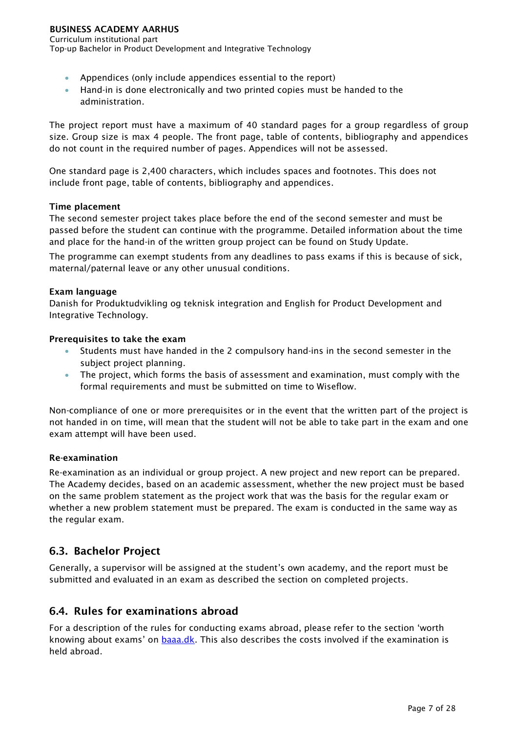- Appendices (only include appendices essential to the report)
- Hand-in is done electronically and two printed copies must be handed to the administration.

The project report must have a maximum of 40 standard pages for a group regardless of group size. Group size is max 4 people. The front page, table of contents, bibliography and appendices do not count in the required number of pages. Appendices will not be assessed.

One standard page is 2,400 characters, which includes spaces and footnotes. This does not include front page, table of contents, bibliography and appendices.

**Time placement**

The second semester project takes place before the end of the second semester and must be passed before the student can continue with the programme. Detailed information about the time and place for the hand-in of the written group project can be found on Study Update.

The programme can exempt students from any deadlines to pass exams if this is because of sick, maternal/paternal leave or any other unusual conditions.

**Exam language**

Danish for Produktudvikling og teknisk integration and English for Product Development and Integrative Technology.

**Prerequisites to take the exam**

- Students must have handed in the 2 compulsory hand-ins in the second semester in the subject project planning.
- The project, which forms the basis of assessment and examination, must comply with the formal requirements and must be submitted on time to Wiseflow.

Non-compliance of one or more prerequisites or in the event that the written part of the project is not handed in on time, will mean that the student will not be able to take part in the exam and one exam attempt will have been used.

**Re-examination**

Re-examination as an individual or group project. A new project and new report can be prepared. The Academy decides, based on an academic assessment, whether the new project must be based on the same problem statement as the project work that was the basis for the regular exam or whether a new problem statement must be prepared. The exam is conducted in the same way as the regular exam.

## 6.3. Bachelor Project

Generally, a supervisor will be assigned at the student's own academy, and the report must be submitted and evaluated in an exam as described the section on completed projects.

## 6.4. Rules for examinations abroad

For a description of the rules for conducting exams abroad, please refer to the section 'worth knowing about exams' on [baaa.dk](baaa.dk). This also describes the costs involved if the examination is held abroad.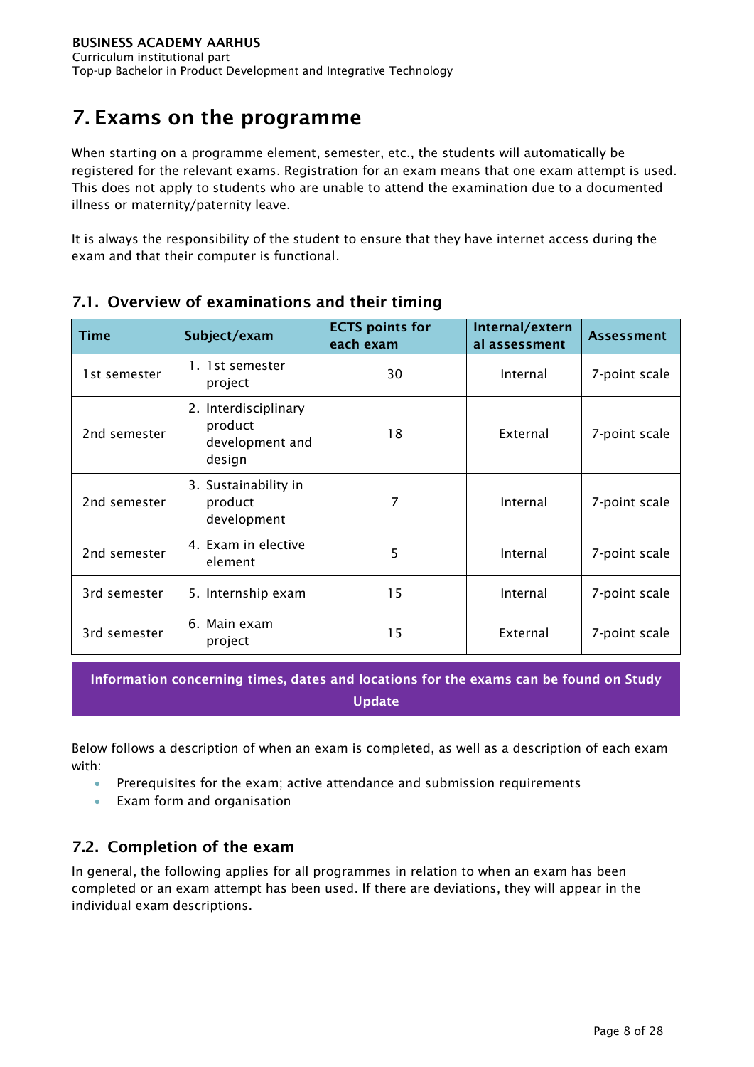# 7. Exams on the programme

When starting on a programme element, semester, etc., the students will automatically be registered for the relevant exams. Registration for an exam means that one exam attempt is used. This does not apply to students who are unable to attend the examination due to a documented illness or maternity/paternity leave.

It is always the responsibility of the student to ensure that they have internet access during the exam and that their computer is functional.

## 7.1. Overview of examinations and their timing

| Time | Subject/exam | ECTS points for each exam | Internal/external assessment | Assessment |
|---|---|---|---|---|
| 1st semester | 1. 1st semester project | 30 | Internal | 7-point scale |
| 2nd semester | 2. Interdisciplinary product development and design | 18 | External | 7-point scale |
| 2nd semester | 3. Sustainability in product development | 7 | Internal | 7-point scale |
| 2nd semester | 4. Exam in elective element | 5 | Internal | 7-point scale |
| 3rd semester | 5. Internship exam | 15 | Internal | 7-point scale |
| 3rd semester | 6. Main exam project | 15 | External | 7-point scale |

**Information concerning times, dates and locations for the exams can be found on Study Update**

Below follows a description of when an exam is completed, as well as a description of each exam with:

- Prerequisites for the exam; active attendance and submission requirements
- Exam form and organisation

## 7.2. Completion of the exam

In general, the following applies for all programmes in relation to when an exam has been completed or an exam attempt has been used. If there are deviations, they will appear in the individual exam descriptions.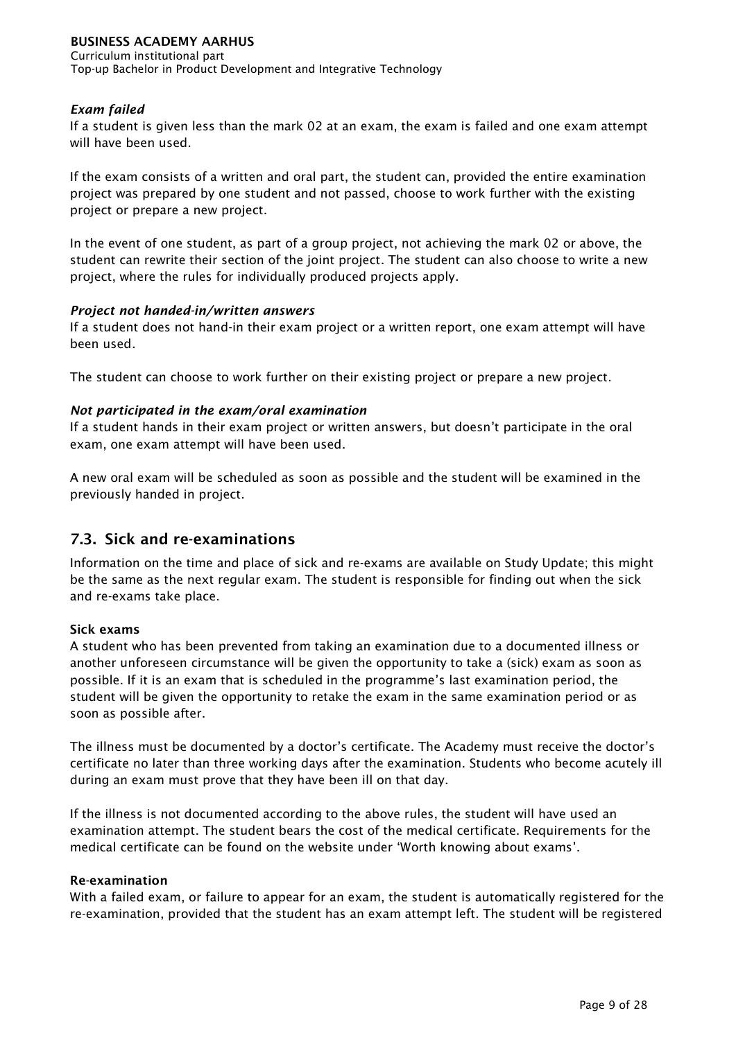*Exam failed*

If a student is given less than the mark 02 at an exam, the exam is failed and one exam attempt will have been used.

If the exam consists of a written and oral part, the student can, provided the entire examination project was prepared by one student and not passed, choose to work further with the existing project or prepare a new project.

In the event of one student, as part of a group project, not achieving the mark 02 or above, the student can rewrite their section of the joint project. The student can also choose to write a new project, where the rules for individually produced projects apply.

*Project not handed-in/written answers*

If a student does not hand-in their exam project or a written report, one exam attempt will have been used.

The student can choose to work further on their existing project or prepare a new project.

*Not participated in the exam/oral examination*

If a student hands in their exam project or written answers, but doesn't participate in the oral exam, one exam attempt will have been used.

A new oral exam will be scheduled as soon as possible and the student will be examined in the previously handed in project.

## 7.3. Sick and re-examinations

Information on the time and place of sick and re-exams are available on Study Update; this might be the same as the next regular exam. The student is responsible for finding out when the sick and re-exams take place.

**Sick exams**

A student who has been prevented from taking an examination due to a documented illness or another unforeseen circumstance will be given the opportunity to take a (sick) exam as soon as possible. If it is an exam that is scheduled in the programme's last examination period, the student will be given the opportunity to retake the exam in the same examination period or as soon as possible after.

The illness must be documented by a doctor's certificate. The Academy must receive the doctor's certificate no later than three working days after the examination. Students who become acutely ill during an exam must prove that they have been ill on that day.

If the illness is not documented according to the above rules, the student will have used an examination attempt. The student bears the cost of the medical certificate. Requirements for the medical certificate can be found on the website under 'Worth knowing about exams'.

**Re-examination**

With a failed exam, or failure to appear for an exam, the student is automatically registered for the re-examination, provided that the student has an exam attempt left. The student will be registered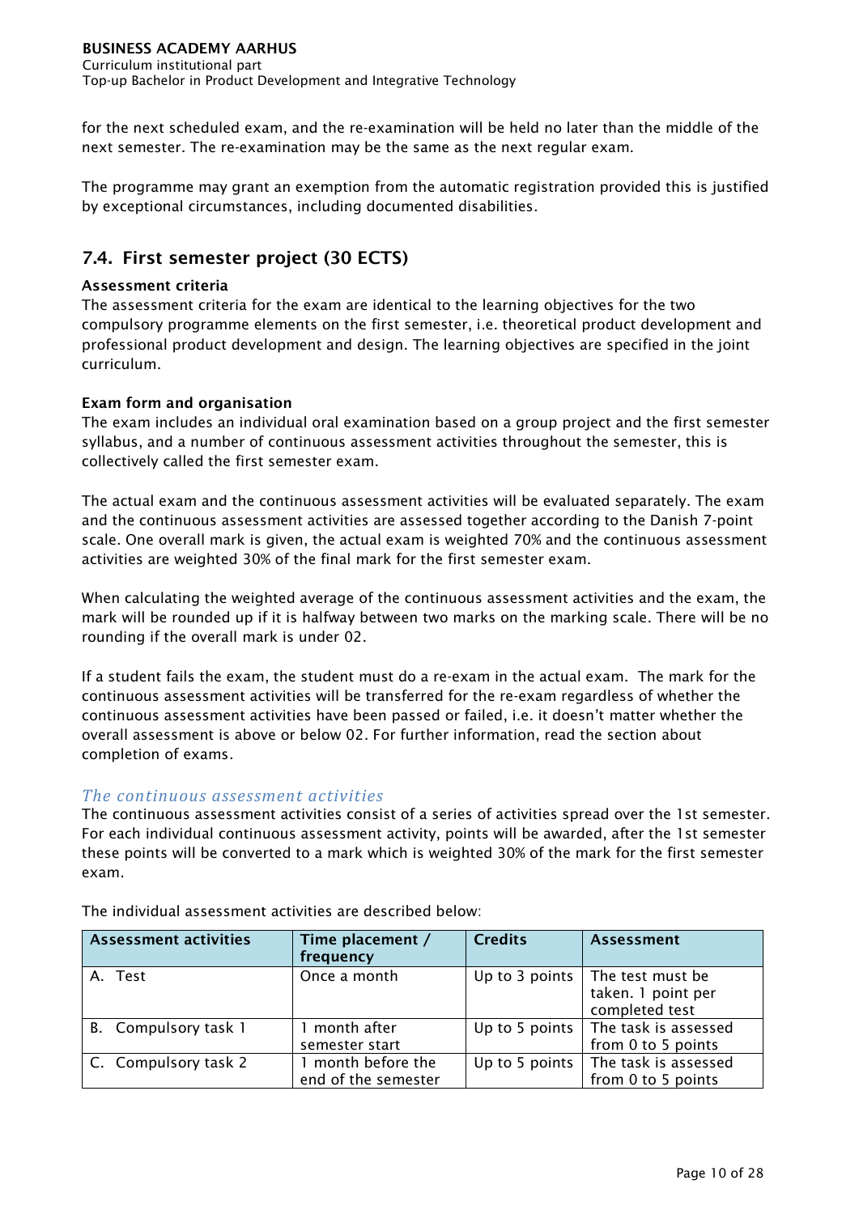for the next scheduled exam, and the re-examination will be held no later than the middle of the next semester. The re-examination may be the same as the next regular exam.

The programme may grant an exemption from the automatic registration provided this is justified by exceptional circumstances, including documented disabilities.

## 7.4. First semester project (30 ECTS)

**Assessment criteria**

The assessment criteria for the exam are identical to the learning objectives for the two compulsory programme elements on the first semester, i.e. theoretical product development and professional product development and design. The learning objectives are specified in the joint curriculum.

**Exam form and organisation**

The exam includes an individual oral examination based on a group project and the first semester syllabus, and a number of continuous assessment activities throughout the semester, this is collectively called the first semester exam.

The actual exam and the continuous assessment activities will be evaluated separately. The exam and the continuous assessment activities are assessed together according to the Danish 7-point scale. One overall mark is given, the actual exam is weighted 70% and the continuous assessment activities are weighted 30% of the final mark for the first semester exam.

When calculating the weighted average of the continuous assessment activities and the exam, the mark will be rounded up if it is halfway between two marks on the marking scale. There will be no rounding if the overall mark is under 02.

If a student fails the exam, the student must do a re-exam in the actual exam. The mark for the continuous assessment activities will be transferred for the re-exam regardless of whether the continuous assessment activities have been passed or failed, i.e. it doesn't matter whether the overall assessment is above or below 02. For further information, read the section about completion of exams.

### *The continuous assessment activities*

The continuous assessment activities consist of a series of activities spread over the 1st semester. For each individual continuous assessment activity, points will be awarded, after the 1st semester these points will be converted to a mark which is weighted 30% of the mark for the first semester exam.

The individual assessment activities are described below:

| Assessment activities | Time placement / frequency | Credits | Assessment |
|---|---|---|---|
| A. Test | Once a month | Up to 3 points | The test must be taken. 1 point per completed test |
| B. Compulsory task 1 | 1 month after semester start | Up to 5 points | The task is assessed from 0 to 5 points |
| C. Compulsory task 2 | 1 month before the end of the semester | Up to 5 points | The task is assessed from 0 to 5 points |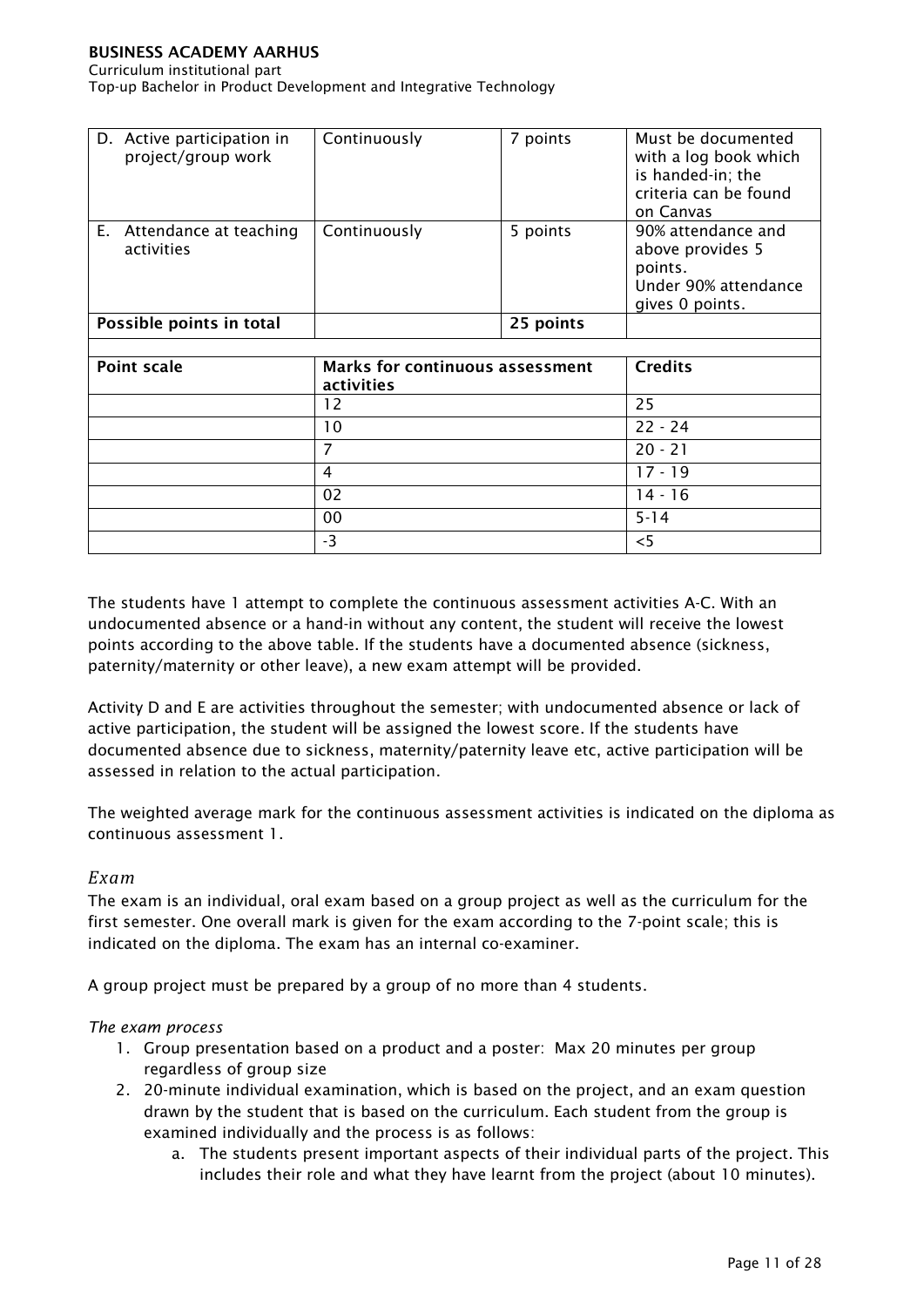| D. Active participation in project/group work | Continuously | 7 points | Must be documented with a log book which is handed-in; the criteria can be found on Canvas |
|---|---|---|---|
| E. Attendance at teaching activities | Continuously | 5 points | 90% attendance and above provides 5 points. Under 90% attendance gives 0 points. |
| **Possible points in total** | | **25 points** | |

| Point scale | Marks for continuous assessment activities | Credits |
|---|---|---|
| | 12 | 25 |
| | 10 | 22 - 24 |
| | 7 | 20 - 21 |
| | 4 | 17 - 19 |
| | 02 | 14 - 16 |
| | 00 | 5-14 |
| | -3 | <5 |

The students have 1 attempt to complete the continuous assessment activities A-C. With an undocumented absence or a hand-in without any content, the student will receive the lowest points according to the above table. If the students have a documented absence (sickness, paternity/maternity or other leave), a new exam attempt will be provided.

Activity D and E are activities throughout the semester; with undocumented absence or lack of active participation, the student will be assigned the lowest score. If the students have documented absence due to sickness, maternity/paternity leave etc, active participation will be assessed in relation to the actual participation.

The weighted average mark for the continuous assessment activities is indicated on the diploma as continuous assessment 1.

### *Exam*

The exam is an individual, oral exam based on a group project as well as the curriculum for the first semester. One overall mark is given for the exam according to the 7-point scale; this is indicated on the diploma. The exam has an internal co-examiner.

A group project must be prepared by a group of no more than 4 students.

*The exam process*

1. Group presentation based on a product and a poster: Max 20 minutes per group regardless of group size
2. 20-minute individual examination, which is based on the project, and an exam question drawn by the student that is based on the curriculum. Each student from the group is examined individually and the process is as follows:
   a. The students present important aspects of their individual parts of the project. This includes their role and what they have learnt from the project (about 10 minutes).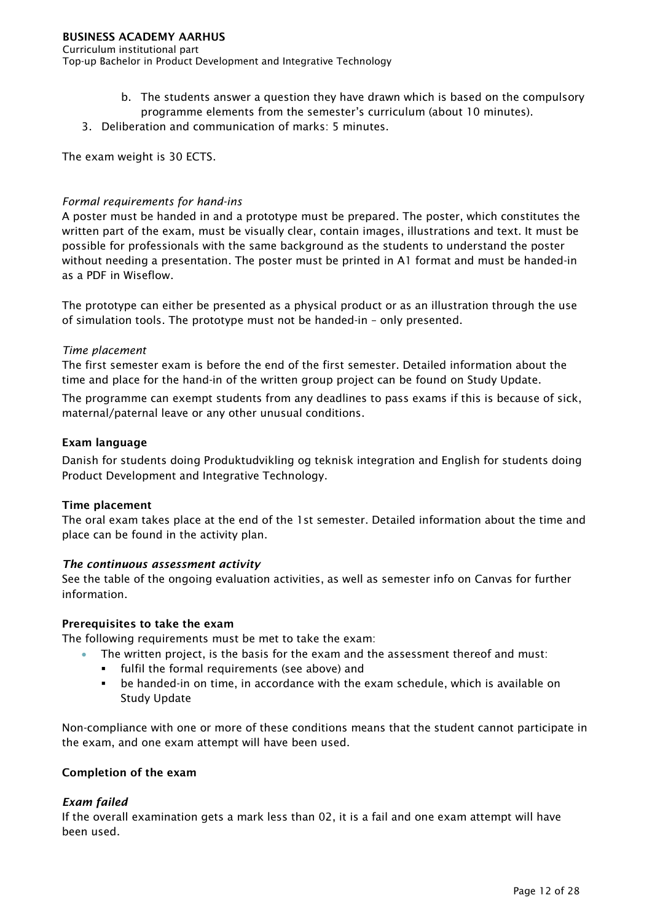b. The students answer a question they have drawn which is based on the compulsory programme elements from the semester's curriculum (about 10 minutes).
3. Deliberation and communication of marks: 5 minutes.

The exam weight is 30 ECTS.

*Formal requirements for hand-ins*

A poster must be handed in and a prototype must be prepared. The poster, which constitutes the written part of the exam, must be visually clear, contain images, illustrations and text. It must be possible for professionals with the same background as the students to understand the poster without needing a presentation. The poster must be printed in A1 format and must be handed-in as a PDF in Wiseflow.

The prototype can either be presented as a physical product or as an illustration through the use of simulation tools. The prototype must not be handed-in – only presented.

*Time placement*

The first semester exam is before the end of the first semester. Detailed information about the time and place for the hand-in of the written group project can be found on Study Update.

The programme can exempt students from any deadlines to pass exams if this is because of sick, maternal/paternal leave or any other unusual conditions.

**Exam language**

Danish for students doing Produktudvikling og teknisk integration and English for students doing Product Development and Integrative Technology.

**Time placement**

The oral exam takes place at the end of the 1st semester. Detailed information about the time and place can be found in the activity plan.

***The continuous assessment activity***

See the table of the ongoing evaluation activities, as well as semester info on Canvas for further information.

**Prerequisites to take the exam**

The following requirements must be met to take the exam:

- The written project, is the basis for the exam and the assessment thereof and must:
  - fulfil the formal requirements (see above) and
  - be handed-in on time, in accordance with the exam schedule, which is available on Study Update

Non-compliance with one or more of these conditions means that the student cannot participate in the exam, and one exam attempt will have been used.

**Completion of the exam**

***Exam failed***

If the overall examination gets a mark less than 02, it is a fail and one exam attempt will have been used.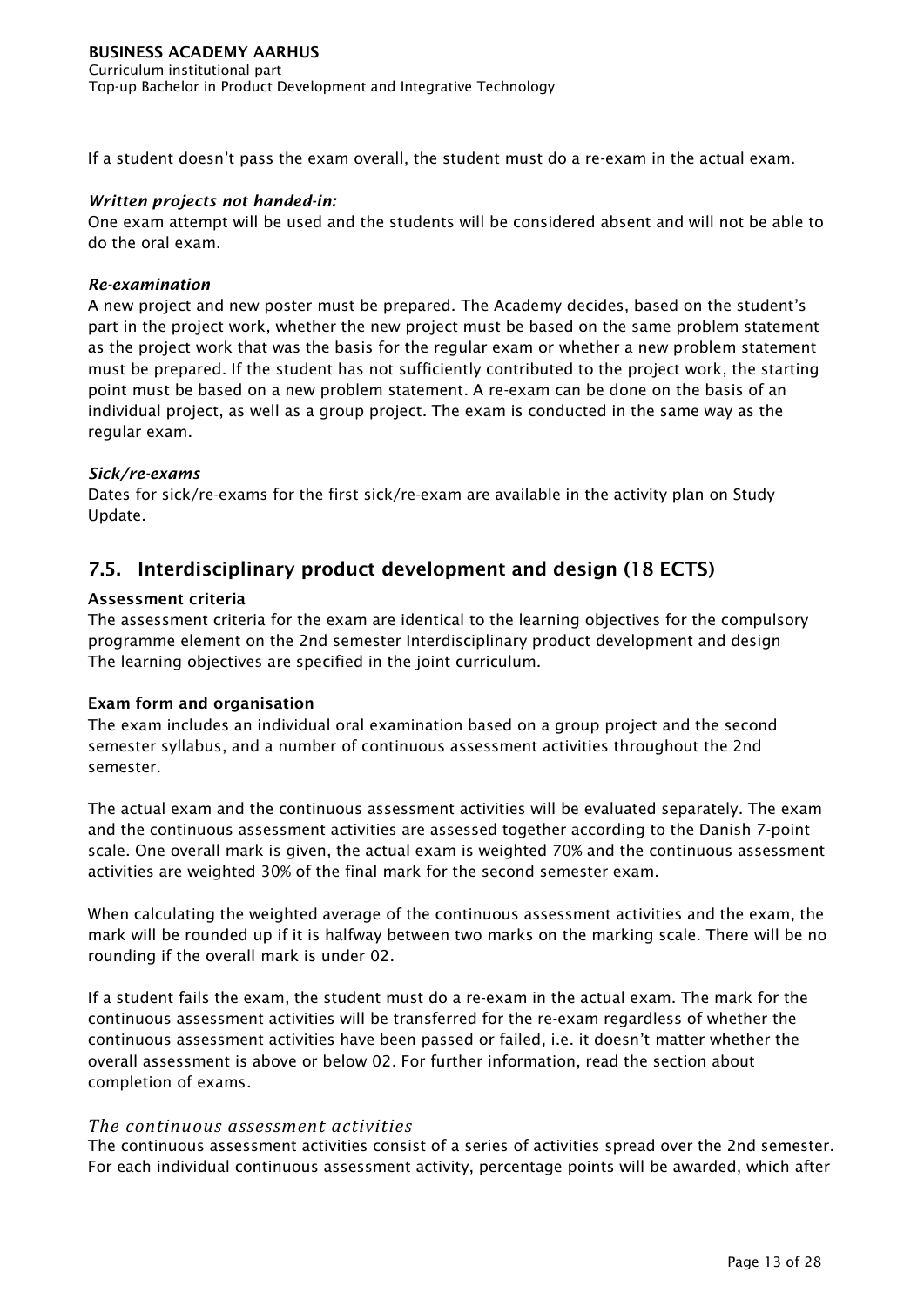If a student doesn't pass the exam overall, the student must do a re-exam in the actual exam.

***Written projects not handed-in:***
One exam attempt will be used and the students will be considered absent and will not be able to do the oral exam.

***Re-examination***
A new project and new poster must be prepared. The Academy decides, based on the student's part in the project work, whether the new project must be based on the same problem statement as the project work that was the basis for the regular exam or whether a new problem statement must be prepared. If the student has not sufficiently contributed to the project work, the starting point must be based on a new problem statement. A re-exam can be done on the basis of an individual project, as well as a group project. The exam is conducted in the same way as the regular exam.

***Sick/re-exams***
Dates for sick/re-exams for the first sick/re-exam are available in the activity plan on Study Update.

## 7.5. Interdisciplinary product development and design (18 ECTS)

**Assessment criteria**
The assessment criteria for the exam are identical to the learning objectives for the compulsory programme element on the 2nd semester Interdisciplinary product development and design
The learning objectives are specified in the joint curriculum.

**Exam form and organisation**
The exam includes an individual oral examination based on a group project and the second semester syllabus, and a number of continuous assessment activities throughout the 2nd semester.

The actual exam and the continuous assessment activities will be evaluated separately. The exam and the continuous assessment activities are assessed together according to the Danish 7-point scale. One overall mark is given, the actual exam is weighted 70% and the continuous assessment activities are weighted 30% of the final mark for the second semester exam.

When calculating the weighted average of the continuous assessment activities and the exam, the mark will be rounded up if it is halfway between two marks on the marking scale. There will be no rounding if the overall mark is under 02.

If a student fails the exam, the student must do a re-exam in the actual exam. The mark for the continuous assessment activities will be transferred for the re-exam regardless of whether the continuous assessment activities have been passed or failed, i.e. it doesn't matter whether the overall assessment is above or below 02. For further information, read the section about completion of exams.

*The continuous assessment activities*
The continuous assessment activities consist of a series of activities spread over the 2nd semester. For each individual continuous assessment activity, percentage points will be awarded, which after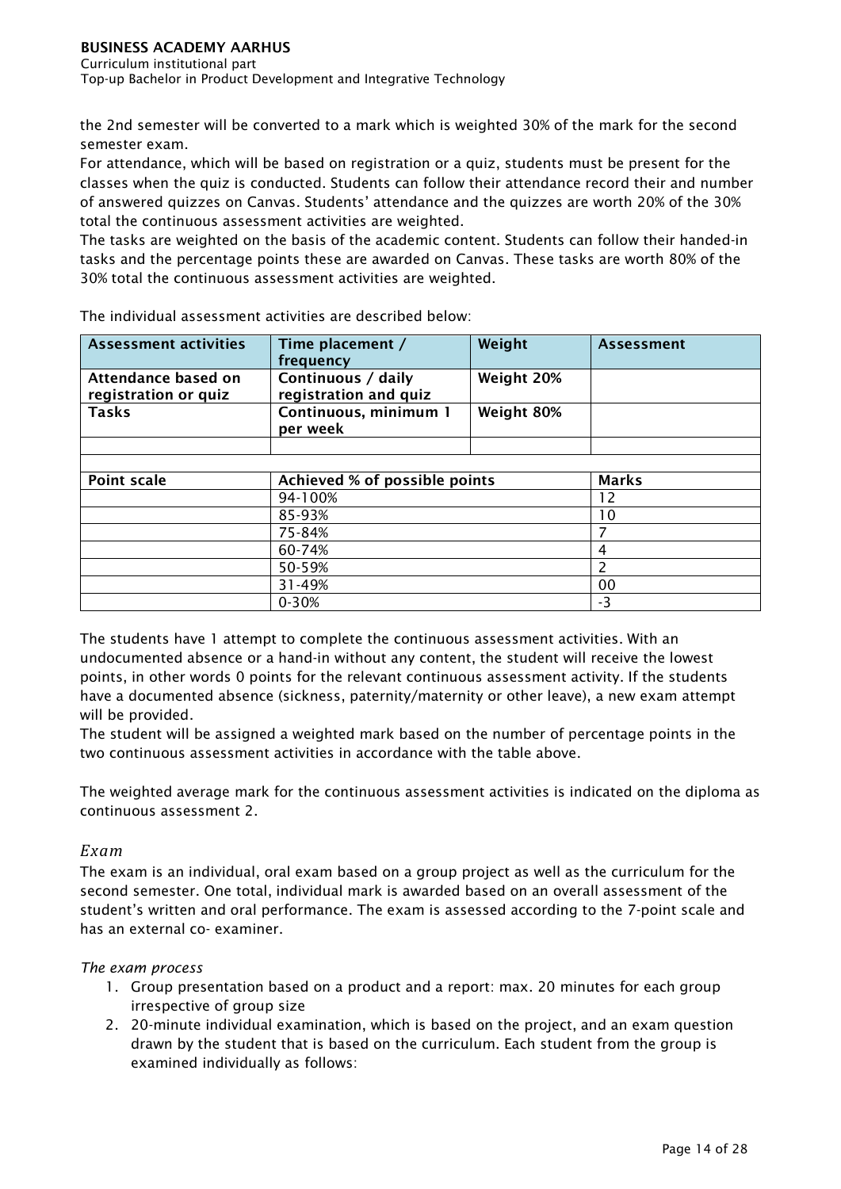the 2nd semester will be converted to a mark which is weighted 30% of the mark for the second semester exam.
For attendance, which will be based on registration or a quiz, students must be present for the classes when the quiz is conducted. Students can follow their attendance record their and number of answered quizzes on Canvas. Students' attendance and the quizzes are worth 20% of the 30% total the continuous assessment activities are weighted.
The tasks are weighted on the basis of the academic content. Students can follow their handed-in tasks and the percentage points these are awarded on Canvas. These tasks are worth 80% of the 30% total the continuous assessment activities are weighted.

The individual assessment activities are described below:

| Assessment activities | Time placement / frequency | Weight | Assessment |
|---|---|---|---|
| **Attendance based on registration or quiz** | **Continuous / daily registration and quiz** | **Weight 20%** | |
| **Tasks** | **Continuous, minimum 1 per week** | **Weight 80%** | |
| | | | |
| | | | |
| **Point scale** | **Achieved % of possible points** | | **Marks** |
| | 94-100% | | 12 |
| | 85-93% | | 10 |
| | 75-84% | | 7 |
| | 60-74% | | 4 |
| | 50-59% | | 2 |
| | 31-49% | | 00 |
| | 0-30% | | -3 |

The students have 1 attempt to complete the continuous assessment activities. With an undocumented absence or a hand-in without any content, the student will receive the lowest points, in other words 0 points for the relevant continuous assessment activity. If the students have a documented absence (sickness, paternity/maternity or other leave), a new exam attempt will be provided.
The student will be assigned a weighted mark based on the number of percentage points in the two continuous assessment activities in accordance with the table above.

The weighted average mark for the continuous assessment activities is indicated on the diploma as continuous assessment 2.

### *Exam*

The exam is an individual, oral exam based on a group project as well as the curriculum for the second semester. One total, individual mark is awarded based on an overall assessment of the student's written and oral performance. The exam is assessed according to the 7-point scale and has an external co- examiner.

*The exam process*

1. Group presentation based on a product and a report: max. 20 minutes for each group irrespective of group size
2. 20-minute individual examination, which is based on the project, and an exam question drawn by the student that is based on the curriculum. Each student from the group is examined individually as follows: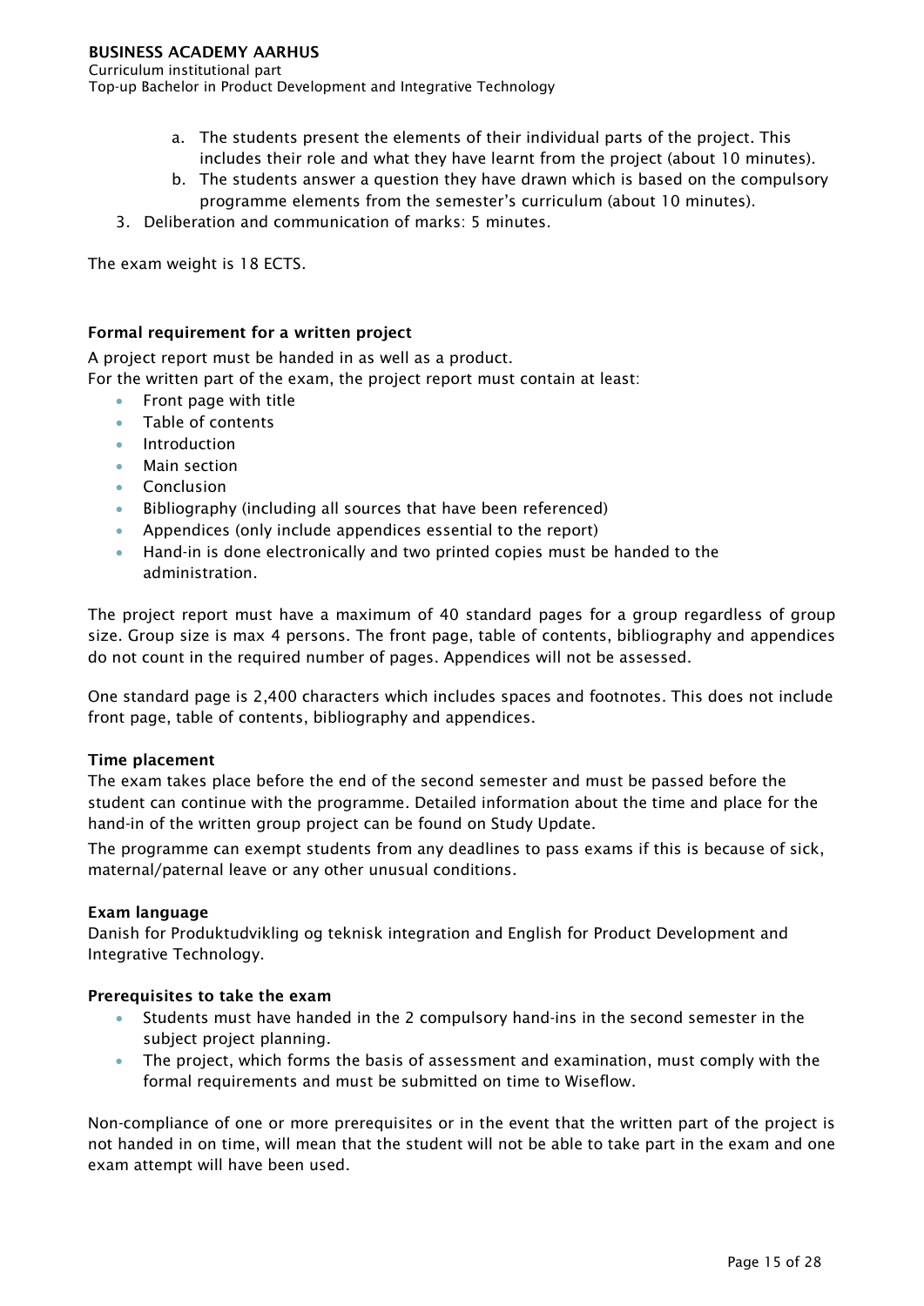a. The students present the elements of their individual parts of the project. This includes their role and what they have learnt from the project (about 10 minutes).
   b. The students answer a question they have drawn which is based on the compulsory programme elements from the semester's curriculum (about 10 minutes).
3. Deliberation and communication of marks: 5 minutes.

The exam weight is 18 ECTS.

**Formal requirement for a written project**

A project report must be handed in as well as a product.
For the written part of the exam, the project report must contain at least:

- Front page with title
- Table of contents
- Introduction
- Main section
- Conclusion
- Bibliography (including all sources that have been referenced)
- Appendices (only include appendices essential to the report)
- Hand-in is done electronically and two printed copies must be handed to the administration.

The project report must have a maximum of 40 standard pages for a group regardless of group size. Group size is max 4 persons. The front page, table of contents, bibliography and appendices do not count in the required number of pages. Appendices will not be assessed.

One standard page is 2,400 characters which includes spaces and footnotes. This does not include front page, table of contents, bibliography and appendices.

**Time placement**

The exam takes place before the end of the second semester and must be passed before the student can continue with the programme. Detailed information about the time and place for the hand-in of the written group project can be found on Study Update.

The programme can exempt students from any deadlines to pass exams if this is because of sick, maternal/paternal leave or any other unusual conditions.

**Exam language**

Danish for Produktudvikling og teknisk integration and English for Product Development and Integrative Technology.

**Prerequisites to take the exam**

- Students must have handed in the 2 compulsory hand-ins in the second semester in the subject project planning.
- The project, which forms the basis of assessment and examination, must comply with the formal requirements and must be submitted on time to Wiseflow.

Non-compliance of one or more prerequisites or in the event that the written part of the project is not handed in on time, will mean that the student will not be able to take part in the exam and one exam attempt will have been used.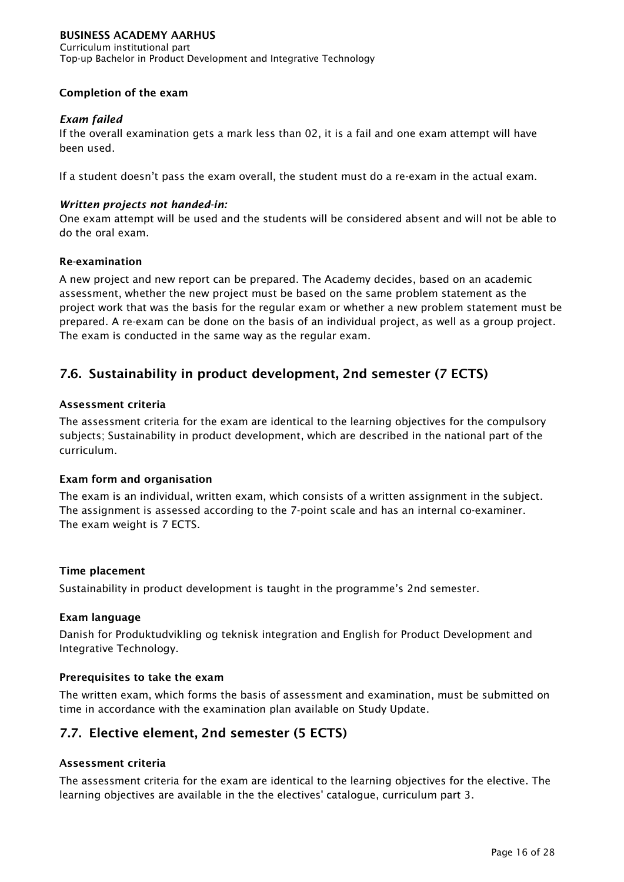### Completion of the exam

***Exam failed***

If the overall examination gets a mark less than 02, it is a fail and one exam attempt will have been used.

If a student doesn't pass the exam overall, the student must do a re-exam in the actual exam.

***Written projects not handed-in:***

One exam attempt will be used and the students will be considered absent and will not be able to do the oral exam.

### Re-examination

A new project and new report can be prepared. The Academy decides, based on an academic assessment, whether the new project must be based on the same problem statement as the project work that was the basis for the regular exam or whether a new problem statement must be prepared. A re-exam can be done on the basis of an individual project, as well as a group project. The exam is conducted in the same way as the regular exam.

## 7.6. Sustainability in product development, 2nd semester (7 ECTS)

### Assessment criteria

The assessment criteria for the exam are identical to the learning objectives for the compulsory subjects; Sustainability in product development, which are described in the national part of the curriculum.

### Exam form and organisation

The exam is an individual, written exam, which consists of a written assignment in the subject. The assignment is assessed according to the 7-point scale and has an internal co-examiner. The exam weight is 7 ECTS.

### Time placement

Sustainability in product development is taught in the programme's 2nd semester.

### Exam language

Danish for Produktudvikling og teknisk integration and English for Product Development and Integrative Technology.

### Prerequisites to take the exam

The written exam, which forms the basis of assessment and examination, must be submitted on time in accordance with the examination plan available on Study Update.

## 7.7. Elective element, 2nd semester (5 ECTS)

### Assessment criteria

The assessment criteria for the exam are identical to the learning objectives for the elective. The learning objectives are available in the the electives' catalogue, curriculum part 3.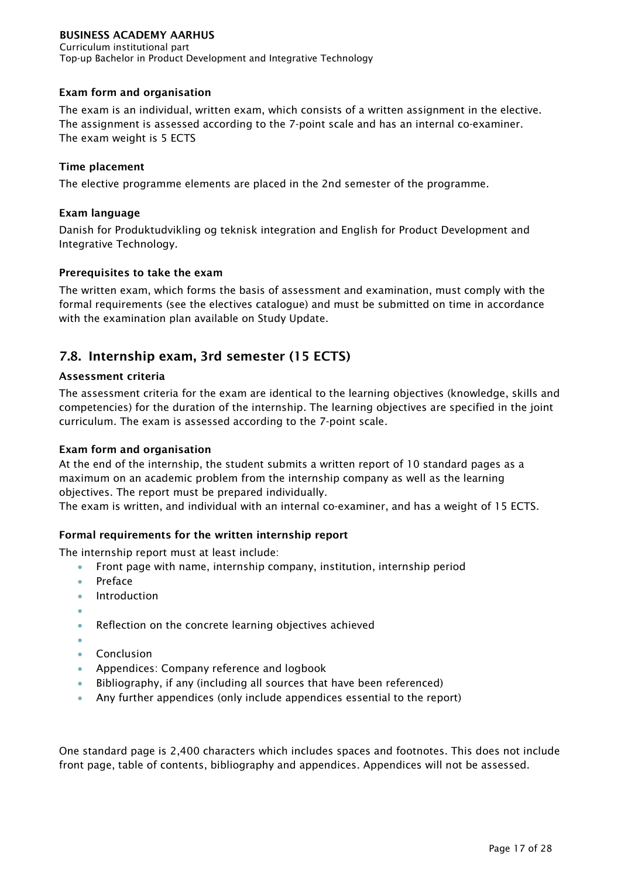#### Exam form and organisation

The exam is an individual, written exam, which consists of a written assignment in the elective. The assignment is assessed according to the 7-point scale and has an internal co-examiner.
The exam weight is 5 ECTS

#### Time placement

The elective programme elements are placed in the 2nd semester of the programme.

#### Exam language

Danish for Produktudvikling og teknisk integration and English for Product Development and Integrative Technology.

#### Prerequisites to take the exam

The written exam, which forms the basis of assessment and examination, must comply with the formal requirements (see the electives catalogue) and must be submitted on time in accordance with the examination plan available on Study Update.

## 7.8. Internship exam, 3rd semester (15 ECTS)

#### Assessment criteria

The assessment criteria for the exam are identical to the learning objectives (knowledge, skills and competencies) for the duration of the internship. The learning objectives are specified in the joint curriculum. The exam is assessed according to the 7-point scale.

#### Exam form and organisation

At the end of the internship, the student submits a written report of 10 standard pages as a maximum on an academic problem from the internship company as well as the learning objectives. The report must be prepared individually.
The exam is written, and individual with an internal co-examiner, and has a weight of 15 ECTS.

#### Formal requirements for the written internship report

The internship report must at least include:

- Front page with name, internship company, institution, internship period
- Preface
- Introduction
- 
- Reflection on the concrete learning objectives achieved
- 
- Conclusion
- Appendices: Company reference and logbook
- Bibliography, if any (including all sources that have been referenced)
- Any further appendices (only include appendices essential to the report)

One standard page is 2,400 characters which includes spaces and footnotes. This does not include front page, table of contents, bibliography and appendices. Appendices will not be assessed.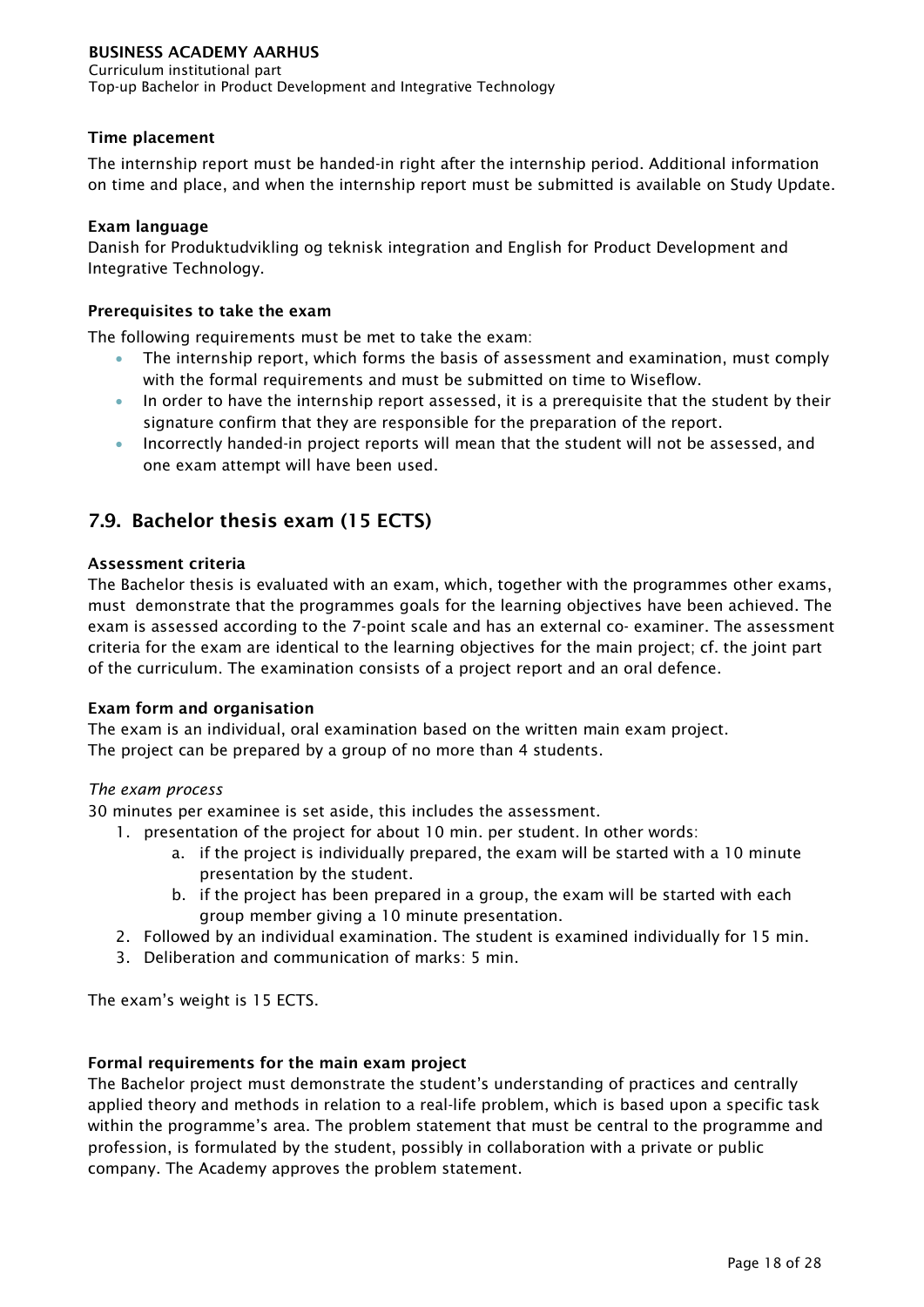#### Time placement

The internship report must be handed-in right after the internship period. Additional information on time and place, and when the internship report must be submitted is available on Study Update.

#### Exam language

Danish for Produktudvikling og teknisk integration and English for Product Development and Integrative Technology.

#### Prerequisites to take the exam

The following requirements must be met to take the exam:

- The internship report, which forms the basis of assessment and examination, must comply with the formal requirements and must be submitted on time to Wiseflow.
- In order to have the internship report assessed, it is a prerequisite that the student by their signature confirm that they are responsible for the preparation of the report.
- Incorrectly handed-in project reports will mean that the student will not be assessed, and one exam attempt will have been used.

## 7.9. Bachelor thesis exam (15 ECTS)

#### Assessment criteria

The Bachelor thesis is evaluated with an exam, which, together with the programmes other exams, must demonstrate that the programmes goals for the learning objectives have been achieved. The exam is assessed according to the 7-point scale and has an external co- examiner. The assessment criteria for the exam are identical to the learning objectives for the main project; cf. the joint part of the curriculum. The examination consists of a project report and an oral defence.

#### Exam form and organisation

The exam is an individual, oral examination based on the written main exam project.
The project can be prepared by a group of no more than 4 students.

*The exam process*

30 minutes per examinee is set aside, this includes the assessment.

1. presentation of the project for about 10 min. per student. In other words:
   a. if the project is individually prepared, the exam will be started with a 10 minute presentation by the student.
   b. if the project has been prepared in a group, the exam will be started with each group member giving a 10 minute presentation.
2. Followed by an individual examination. The student is examined individually for 15 min.
3. Deliberation and communication of marks: 5 min.

The exam's weight is 15 ECTS.

#### Formal requirements for the main exam project

The Bachelor project must demonstrate the student's understanding of practices and centrally applied theory and methods in relation to a real-life problem, which is based upon a specific task within the programme's area. The problem statement that must be central to the programme and profession, is formulated by the student, possibly in collaboration with a private or public company. The Academy approves the problem statement.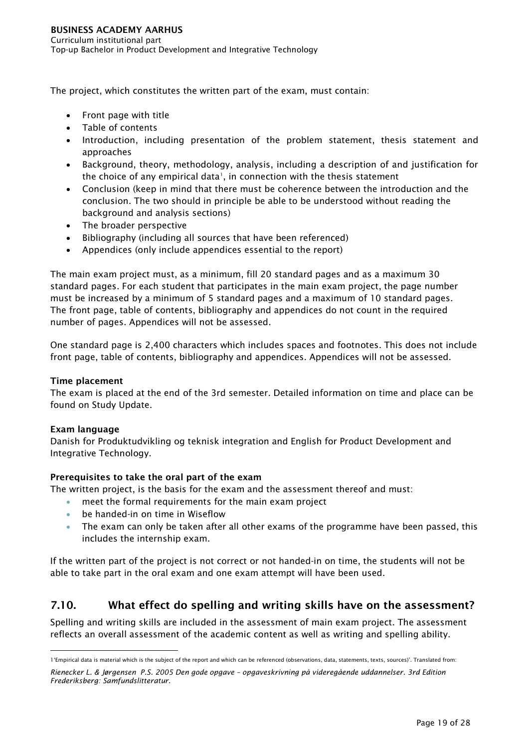The project, which constitutes the written part of the exam, must contain:

- Front page with title
- Table of contents
- Introduction, including presentation of the problem statement, thesis statement and approaches
- Background, theory, methodology, analysis, including a description of and justification for the choice of any empirical data[1], in connection with the thesis statement
- Conclusion (keep in mind that there must be coherence between the introduction and the conclusion. The two should in principle be able to be understood without reading the background and analysis sections)
- The broader perspective
- Bibliography (including all sources that have been referenced)
- Appendices (only include appendices essential to the report)

The main exam project must, as a minimum, fill 20 standard pages and as a maximum 30 standard pages. For each student that participates in the main exam project, the page number must be increased by a minimum of 5 standard pages and a maximum of 10 standard pages. The front page, table of contents, bibliography and appendices do not count in the required number of pages. Appendices will not be assessed.

One standard page is 2,400 characters which includes spaces and footnotes. This does not include front page, table of contents, bibliography and appendices. Appendices will not be assessed.

**Time placement**
The exam is placed at the end of the 3rd semester. Detailed information on time and place can be found on Study Update.

**Exam language**
Danish for Produktudvikling og teknisk integration and English for Product Development and Integrative Technology.

**Prerequisites to take the oral part of the exam**
The written project, is the basis for the exam and the assessment thereof and must:

- meet the formal requirements for the main exam project
- be handed-in on time in Wiseflow
- The exam can only be taken after all other exams of the programme have been passed, this includes the internship exam.

If the written part of the project is not correct or not handed-in on time, the students will not be able to take part in the oral exam and one exam attempt will have been used.

## 7.10. What effect do spelling and writing skills have on the assessment?

Spelling and writing skills are included in the assessment of main exam project. The assessment reflects an overall assessment of the academic content as well as writing and spelling ability.

---

[1] 'Empirical data is material which is the subject of the report and which can be referenced (observations, data, statements, texts, sources)'. Translated from:

*Rienecker L. & Jørgensen P.S. 2005 Den gode opgave – opgaveskrivning på videregående uddannelser. 3rd Edition Frederiksberg: Samfundslitteratur.*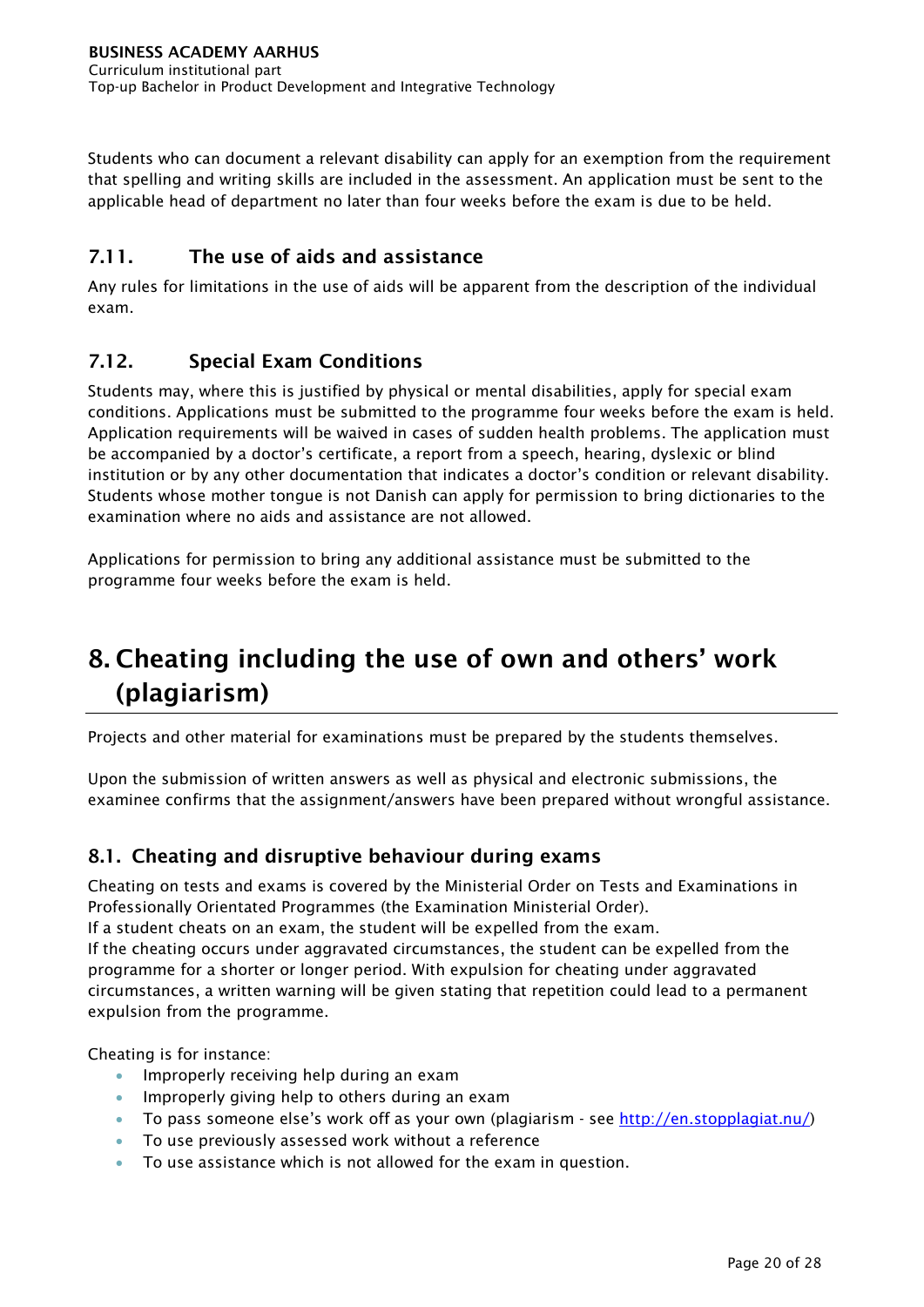Students who can document a relevant disability can apply for an exemption from the requirement that spelling and writing skills are included in the assessment. An application must be sent to the applicable head of department no later than four weeks before the exam is due to be held.

### 7.11. The use of aids and assistance

Any rules for limitations in the use of aids will be apparent from the description of the individual exam.

### 7.12. Special Exam Conditions

Students may, where this is justified by physical or mental disabilities, apply for special exam conditions. Applications must be submitted to the programme four weeks before the exam is held. Application requirements will be waived in cases of sudden health problems. The application must be accompanied by a doctor's certificate, a report from a speech, hearing, dyslexic or blind institution or by any other documentation that indicates a doctor's condition or relevant disability. Students whose mother tongue is not Danish can apply for permission to bring dictionaries to the examination where no aids and assistance are not allowed.

Applications for permission to bring any additional assistance must be submitted to the programme four weeks before the exam is held.

# 8. Cheating including the use of own and others' work (plagiarism)

Projects and other material for examinations must be prepared by the students themselves.

Upon the submission of written answers as well as physical and electronic submissions, the examinee confirms that the assignment/answers have been prepared without wrongful assistance.

### 8.1. Cheating and disruptive behaviour during exams

Cheating on tests and exams is covered by the Ministerial Order on Tests and Examinations in Professionally Orientated Programmes (the Examination Ministerial Order).
If a student cheats on an exam, the student will be expelled from the exam.
If the cheating occurs under aggravated circumstances, the student can be expelled from the programme for a shorter or longer period. With expulsion for cheating under aggravated circumstances, a written warning will be given stating that repetition could lead to a permanent expulsion from the programme.

Cheating is for instance:

- Improperly receiving help during an exam
- Improperly giving help to others during an exam
- To pass someone else's work off as your own (plagiarism - see [http://en.stopplagiat.nu/](http://en.stopplagiat.nu/))
- To use previously assessed work without a reference
- To use assistance which is not allowed for the exam in question.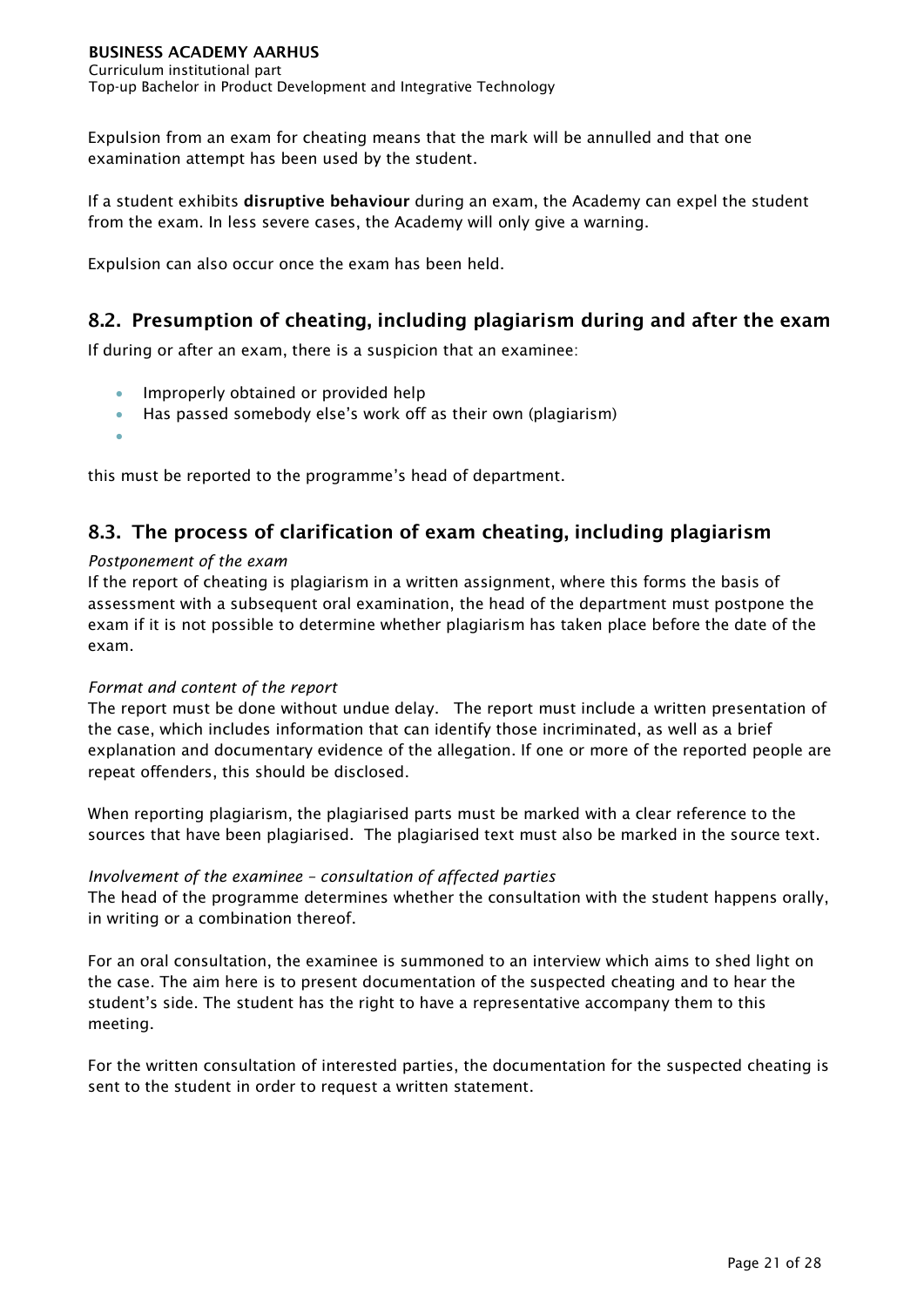Expulsion from an exam for cheating means that the mark will be annulled and that one examination attempt has been used by the student.

If a student exhibits **disruptive behaviour** during an exam, the Academy can expel the student from the exam. In less severe cases, the Academy will only give a warning.

Expulsion can also occur once the exam has been held.

## 8.2. Presumption of cheating, including plagiarism during and after the exam

If during or after an exam, there is a suspicion that an examinee:

- Improperly obtained or provided help
- Has passed somebody else's work off as their own (plagiarism)
- 

this must be reported to the programme's head of department.

## 8.3. The process of clarification of exam cheating, including plagiarism

*Postponement of the exam*

If the report of cheating is plagiarism in a written assignment, where this forms the basis of assessment with a subsequent oral examination, the head of the department must postpone the exam if it is not possible to determine whether plagiarism has taken place before the date of the exam.

*Format and content of the report*

The report must be done without undue delay. The report must include a written presentation of the case, which includes information that can identify those incriminated, as well as a brief explanation and documentary evidence of the allegation. If one or more of the reported people are repeat offenders, this should be disclosed.

When reporting plagiarism, the plagiarised parts must be marked with a clear reference to the sources that have been plagiarised. The plagiarised text must also be marked in the source text.

*Involvement of the examinee – consultation of affected parties*

The head of the programme determines whether the consultation with the student happens orally, in writing or a combination thereof.

For an oral consultation, the examinee is summoned to an interview which aims to shed light on the case. The aim here is to present documentation of the suspected cheating and to hear the student's side. The student has the right to have a representative accompany them to this meeting.

For the written consultation of interested parties, the documentation for the suspected cheating is sent to the student in order to request a written statement.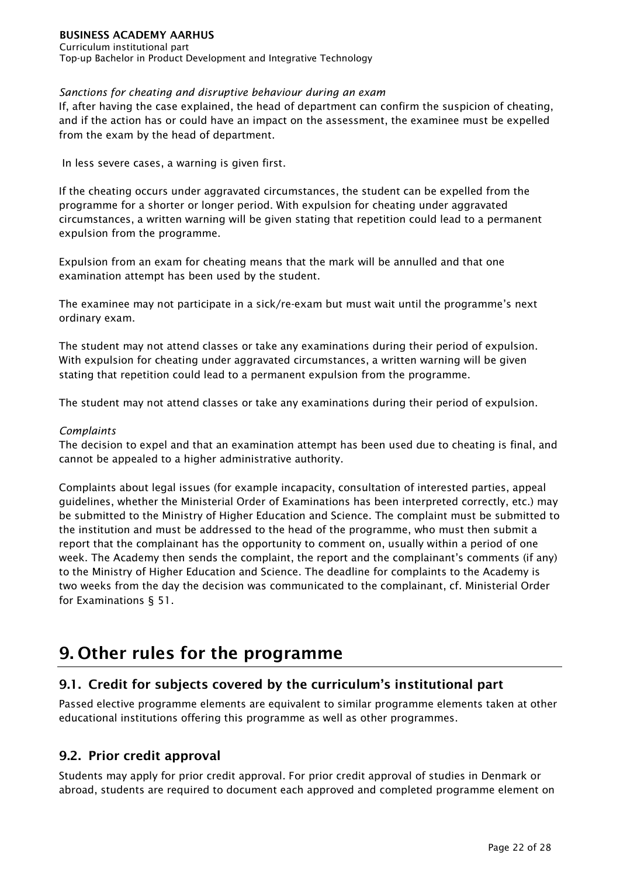*Sanctions for cheating and disruptive behaviour during an exam*

If, after having the case explained, the head of department can confirm the suspicion of cheating, and if the action has or could have an impact on the assessment, the examinee must be expelled from the exam by the head of department.

In less severe cases, a warning is given first.

If the cheating occurs under aggravated circumstances, the student can be expelled from the programme for a shorter or longer period. With expulsion for cheating under aggravated circumstances, a written warning will be given stating that repetition could lead to a permanent expulsion from the programme.

Expulsion from an exam for cheating means that the mark will be annulled and that one examination attempt has been used by the student.

The examinee may not participate in a sick/re-exam but must wait until the programme's next ordinary exam.

The student may not attend classes or take any examinations during their period of expulsion. With expulsion for cheating under aggravated circumstances, a written warning will be given stating that repetition could lead to a permanent expulsion from the programme.

The student may not attend classes or take any examinations during their period of expulsion.

*Complaints*

The decision to expel and that an examination attempt has been used due to cheating is final, and cannot be appealed to a higher administrative authority.

Complaints about legal issues (for example incapacity, consultation of interested parties, appeal guidelines, whether the Ministerial Order of Examinations has been interpreted correctly, etc.) may be submitted to the Ministry of Higher Education and Science. The complaint must be submitted to the institution and must be addressed to the head of the programme, who must then submit a report that the complainant has the opportunity to comment on, usually within a period of one week. The Academy then sends the complaint, the report and the complainant's comments (if any) to the Ministry of Higher Education and Science. The deadline for complaints to the Academy is two weeks from the day the decision was communicated to the complainant, cf. Ministerial Order for Examinations § 51.

# 9. Other rules for the programme

## 9.1. Credit for subjects covered by the curriculum's institutional part

Passed elective programme elements are equivalent to similar programme elements taken at other educational institutions offering this programme as well as other programmes.

## 9.2. Prior credit approval

Students may apply for prior credit approval. For prior credit approval of studies in Denmark or abroad, students are required to document each approved and completed programme element on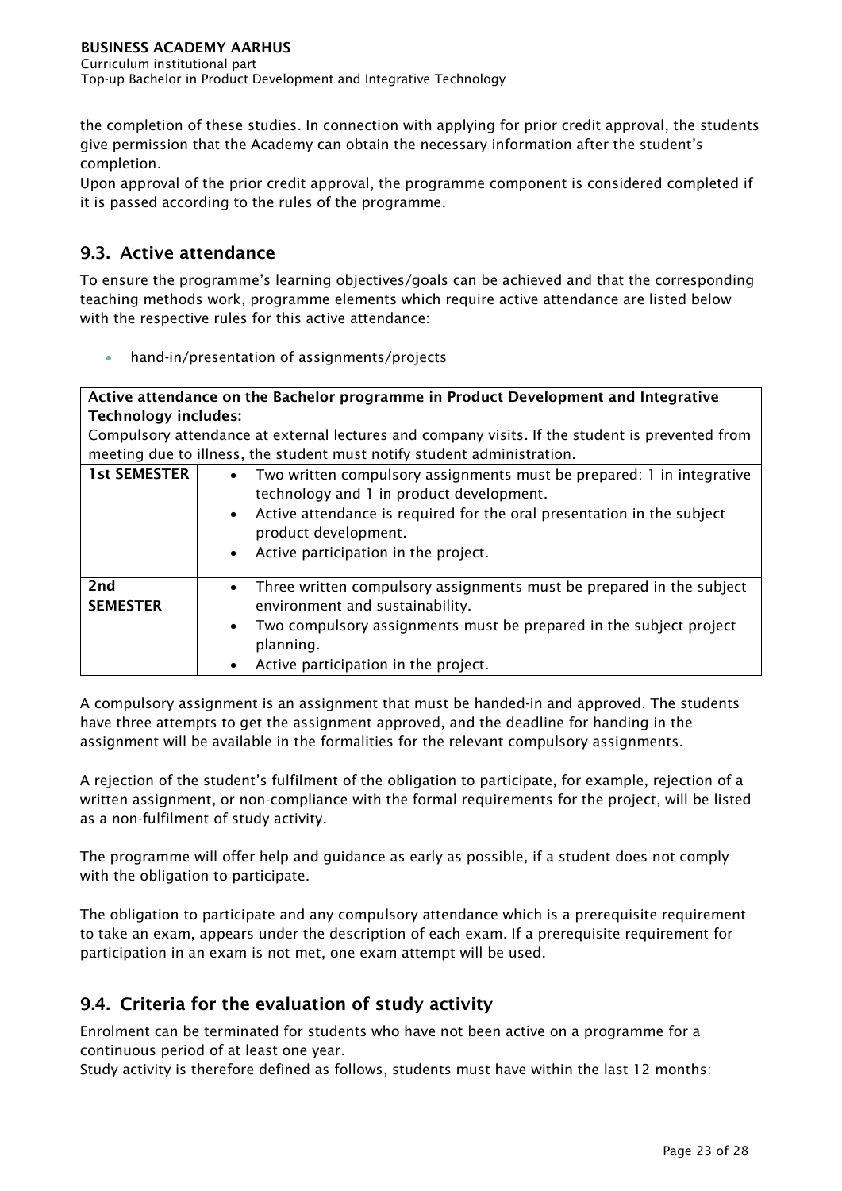the completion of these studies. In connection with applying for prior credit approval, the students give permission that the Academy can obtain the necessary information after the student's completion.

Upon approval of the prior credit approval, the programme component is considered completed if it is passed according to the rules of the programme.

## 9.3. Active attendance

To ensure the programme's learning objectives/goals can be achieved and that the corresponding teaching methods work, programme elements which require active attendance are listed below with the respective rules for this active attendance:

- hand-in/presentation of assignments/projects

| **Active attendance on the Bachelor programme in Product Development and Integrative Technology includes:** Compulsory attendance at external lectures and company visits. If the student is prevented from meeting due to illness, the student must notify student administration. | |
|---|---|
| **1st SEMESTER** | • Two written compulsory assignments must be prepared: 1 in integrative technology and 1 in product development. <br> • Active attendance is required for the oral presentation in the subject product development. <br> • Active participation in the project. |
| **2nd SEMESTER** | • Three written compulsory assignments must be prepared in the subject environment and sustainability. <br> • Two compulsory assignments must be prepared in the subject project planning. <br> • Active participation in the project. |

A compulsory assignment is an assignment that must be handed-in and approved. The students have three attempts to get the assignment approved, and the deadline for handing in the assignment will be available in the formalities for the relevant compulsory assignments.

A rejection of the student's fulfilment of the obligation to participate, for example, rejection of a written assignment, or non-compliance with the formal requirements for the project, will be listed as a non-fulfilment of study activity.

The programme will offer help and guidance as early as possible, if a student does not comply with the obligation to participate.

The obligation to participate and any compulsory attendance which is a prerequisite requirement to take an exam, appears under the description of each exam. If a prerequisite requirement for participation in an exam is not met, one exam attempt will be used.

## 9.4. Criteria for the evaluation of study activity

Enrolment can be terminated for students who have not been active on a programme for a continuous period of at least one year.

Study activity is therefore defined as follows, students must have within the last 12 months: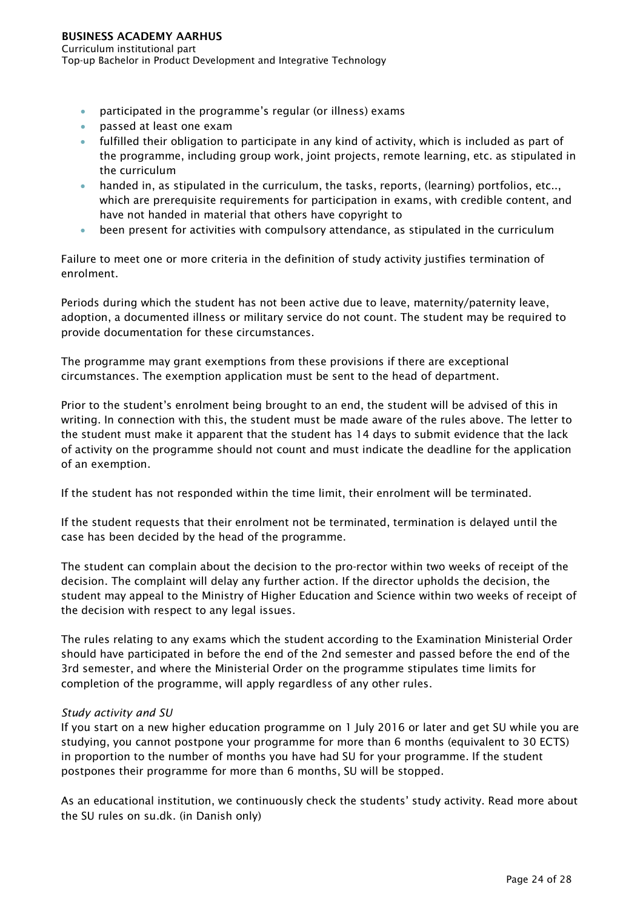- participated in the programme's regular (or illness) exams
- passed at least one exam
- fulfilled their obligation to participate in any kind of activity, which is included as part of the programme, including group work, joint projects, remote learning, etc. as stipulated in the curriculum
- handed in, as stipulated in the curriculum, the tasks, reports, (learning) portfolios, etc.., which are prerequisite requirements for participation in exams, with credible content, and have not handed in material that others have copyright to
- been present for activities with compulsory attendance, as stipulated in the curriculum

Failure to meet one or more criteria in the definition of study activity justifies termination of enrolment.

Periods during which the student has not been active due to leave, maternity/paternity leave, adoption, a documented illness or military service do not count. The student may be required to provide documentation for these circumstances.

The programme may grant exemptions from these provisions if there are exceptional circumstances. The exemption application must be sent to the head of department.

Prior to the student's enrolment being brought to an end, the student will be advised of this in writing. In connection with this, the student must be made aware of the rules above. The letter to the student must make it apparent that the student has 14 days to submit evidence that the lack of activity on the programme should not count and must indicate the deadline for the application of an exemption.

If the student has not responded within the time limit, their enrolment will be terminated.

If the student requests that their enrolment not be terminated, termination is delayed until the case has been decided by the head of the programme.

The student can complain about the decision to the pro-rector within two weeks of receipt of the decision. The complaint will delay any further action. If the director upholds the decision, the student may appeal to the Ministry of Higher Education and Science within two weeks of receipt of the decision with respect to any legal issues.

The rules relating to any exams which the student according to the Examination Ministerial Order should have participated in before the end of the 2nd semester and passed before the end of the 3rd semester, and where the Ministerial Order on the programme stipulates time limits for completion of the programme, will apply regardless of any other rules.

*Study activity and SU*

If you start on a new higher education programme on 1 July 2016 or later and get SU while you are studying, you cannot postpone your programme for more than 6 months (equivalent to 30 ECTS) in proportion to the number of months you have had SU for your programme. If the student postpones their programme for more than 6 months, SU will be stopped.

As an educational institution, we continuously check the students' study activity. Read more about the SU rules on su.dk. (in Danish only)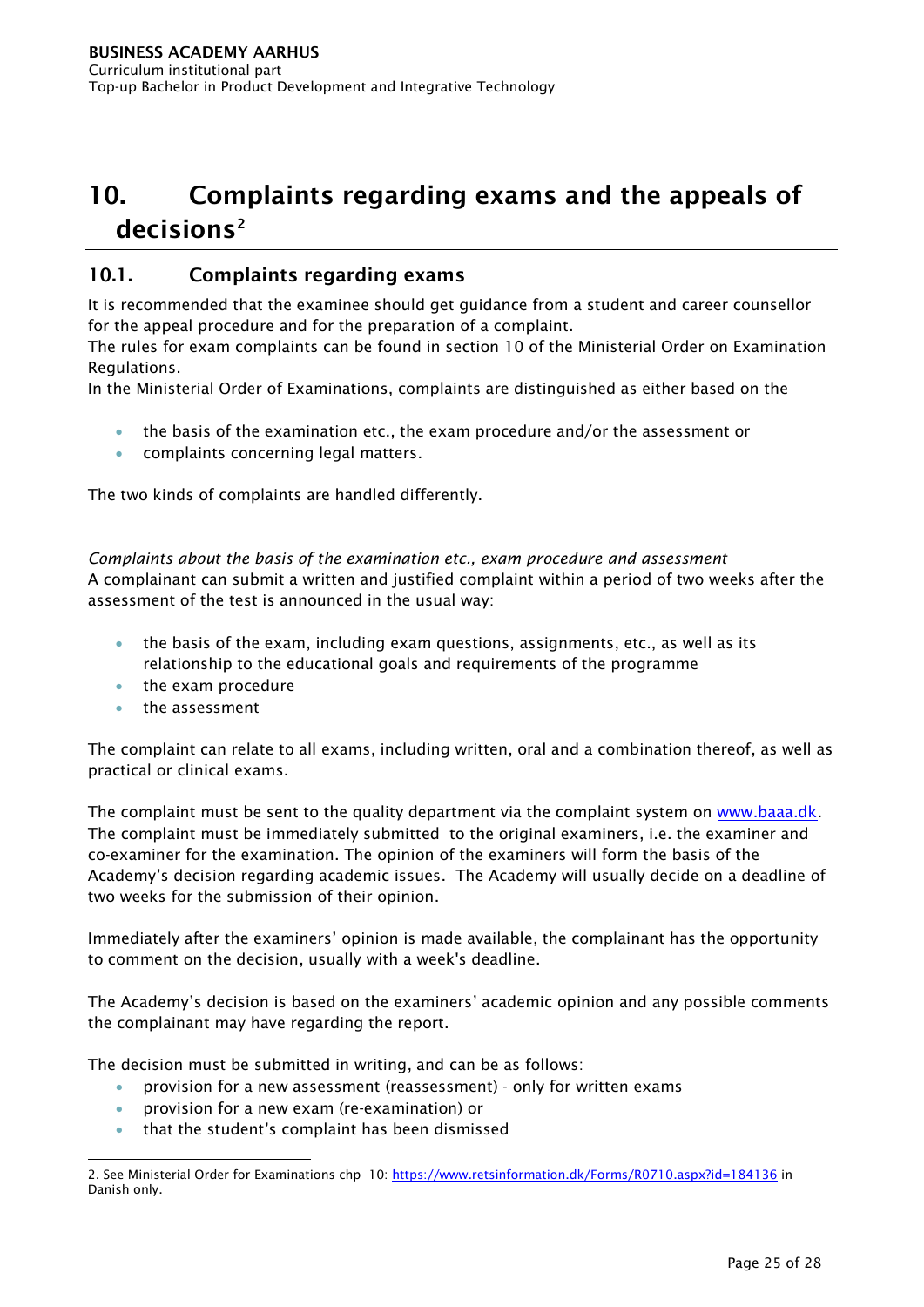# 10. Complaints regarding exams and the appeals of decisions[2]

## 10.1. Complaints regarding exams

It is recommended that the examinee should get guidance from a student and career counsellor for the appeal procedure and for the preparation of a complaint.
The rules for exam complaints can be found in section 10 of the Ministerial Order on Examination Regulations.
In the Ministerial Order of Examinations, complaints are distinguished as either based on the

- the basis of the examination etc., the exam procedure and/or the assessment or
- complaints concerning legal matters.

The two kinds of complaints are handled differently.

*Complaints about the basis of the examination etc., exam procedure and assessment*
A complainant can submit a written and justified complaint within a period of two weeks after the assessment of the test is announced in the usual way:

- the basis of the exam, including exam questions, assignments, etc., as well as its relationship to the educational goals and requirements of the programme
- the exam procedure
- the assessment

The complaint can relate to all exams, including written, oral and a combination thereof, as well as practical or clinical exams.

The complaint must be sent to the quality department via the complaint system on www.baaa.dk. The complaint must be immediately submitted to the original examiners, i.e. the examiner and co-examiner for the examination. The opinion of the examiners will form the basis of the Academy's decision regarding academic issues. The Academy will usually decide on a deadline of two weeks for the submission of their opinion.

Immediately after the examiners' opinion is made available, the complainant has the opportunity to comment on the decision, usually with a week's deadline.

The Academy's decision is based on the examiners' academic opinion and any possible comments the complainant may have regarding the report.

The decision must be submitted in writing, and can be as follows:

- provision for a new assessment (reassessment) - only for written exams
- provision for a new exam (re-examination) or
- that the student's complaint has been dismissed

2. See Ministerial Order for Examinations chp 10: https://www.retsinformation.dk/Forms/R0710.aspx?id=184136 in Danish only.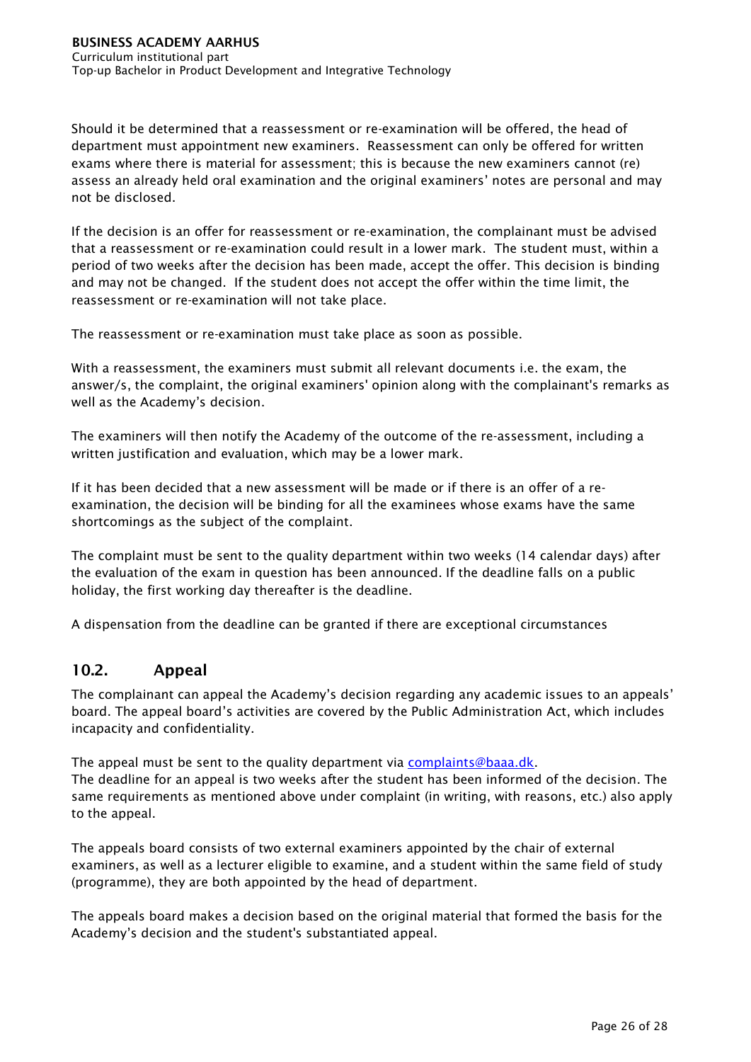Should it be determined that a reassessment or re-examination will be offered, the head of department must appointment new examiners. Reassessment can only be offered for written exams where there is material for assessment; this is because the new examiners cannot (re) assess an already held oral examination and the original examiners' notes are personal and may not be disclosed.

If the decision is an offer for reassessment or re-examination, the complainant must be advised that a reassessment or re-examination could result in a lower mark. The student must, within a period of two weeks after the decision has been made, accept the offer. This decision is binding and may not be changed. If the student does not accept the offer within the time limit, the reassessment or re-examination will not take place.

The reassessment or re-examination must take place as soon as possible.

With a reassessment, the examiners must submit all relevant documents i.e. the exam, the answer/s, the complaint, the original examiners' opinion along with the complainant's remarks as well as the Academy's decision.

The examiners will then notify the Academy of the outcome of the re-assessment, including a written justification and evaluation, which may be a lower mark.

If it has been decided that a new assessment will be made or if there is an offer of a re-examination, the decision will be binding for all the examinees whose exams have the same shortcomings as the subject of the complaint.

The complaint must be sent to the quality department within two weeks (14 calendar days) after the evaluation of the exam in question has been announced. If the deadline falls on a public holiday, the first working day thereafter is the deadline.

A dispensation from the deadline can be granted if there are exceptional circumstances

## 10.2. Appeal

The complainant can appeal the Academy's decision regarding any academic issues to an appeals' board. The appeal board's activities are covered by the Public Administration Act, which includes incapacity and confidentiality.

The appeal must be sent to the quality department via complaints@baaa.dk.
The deadline for an appeal is two weeks after the student has been informed of the decision. The same requirements as mentioned above under complaint (in writing, with reasons, etc.) also apply to the appeal.

The appeals board consists of two external examiners appointed by the chair of external examiners, as well as a lecturer eligible to examine, and a student within the same field of study (programme), they are both appointed by the head of department.

The appeals board makes a decision based on the original material that formed the basis for the Academy's decision and the student's substantiated appeal.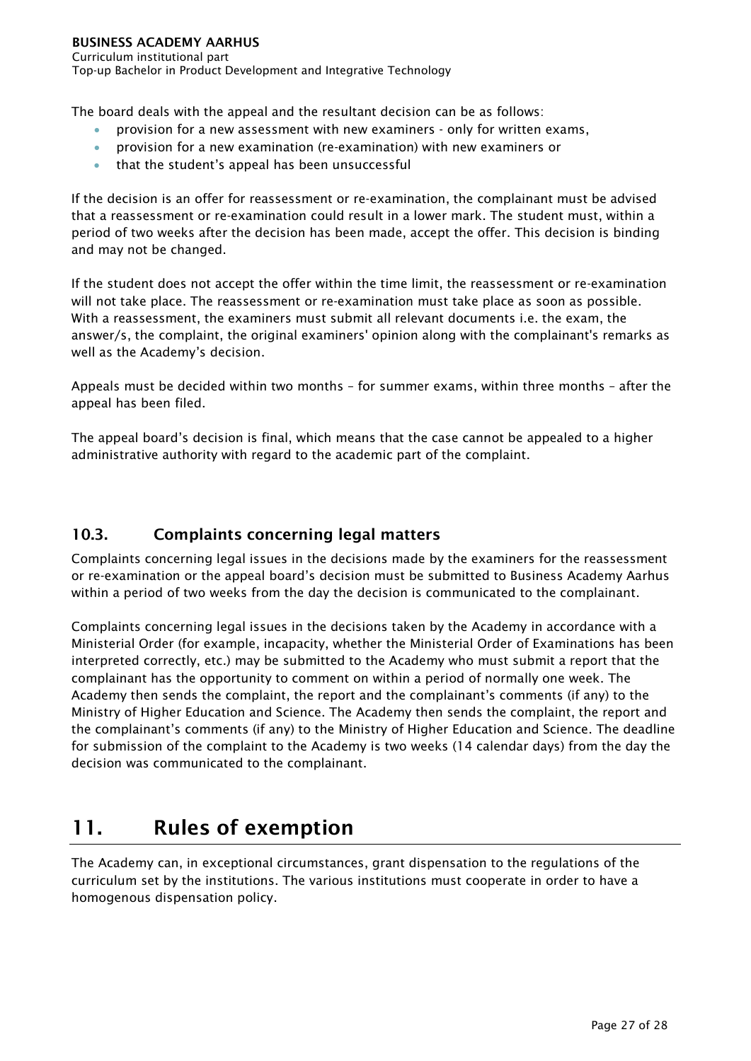The board deals with the appeal and the resultant decision can be as follows:

- provision for a new assessment with new examiners - only for written exams,
- provision for a new examination (re-examination) with new examiners or
- that the student's appeal has been unsuccessful

If the decision is an offer for reassessment or re-examination, the complainant must be advised that a reassessment or re-examination could result in a lower mark. The student must, within a period of two weeks after the decision has been made, accept the offer. This decision is binding and may not be changed.

If the student does not accept the offer within the time limit, the reassessment or re-examination will not take place. The reassessment or re-examination must take place as soon as possible. With a reassessment, the examiners must submit all relevant documents i.e. the exam, the answer/s, the complaint, the original examiners' opinion along with the complainant's remarks as well as the Academy's decision.

Appeals must be decided within two months – for summer exams, within three months – after the appeal has been filed.

The appeal board's decision is final, which means that the case cannot be appealed to a higher administrative authority with regard to the academic part of the complaint.

### 10.3. Complaints concerning legal matters

Complaints concerning legal issues in the decisions made by the examiners for the reassessment or re-examination or the appeal board's decision must be submitted to Business Academy Aarhus within a period of two weeks from the day the decision is communicated to the complainant.

Complaints concerning legal issues in the decisions taken by the Academy in accordance with a Ministerial Order (for example, incapacity, whether the Ministerial Order of Examinations has been interpreted correctly, etc.) may be submitted to the Academy who must submit a report that the complainant has the opportunity to comment on within a period of normally one week. The Academy then sends the complaint, the report and the complainant's comments (if any) to the Ministry of Higher Education and Science. The Academy then sends the complaint, the report and the complainant's comments (if any) to the Ministry of Higher Education and Science. The deadline for submission of the complaint to the Academy is two weeks (14 calendar days) from the day the decision was communicated to the complainant.

## 11. Rules of exemption

The Academy can, in exceptional circumstances, grant dispensation to the regulations of the curriculum set by the institutions. The various institutions must cooperate in order to have a homogenous dispensation policy.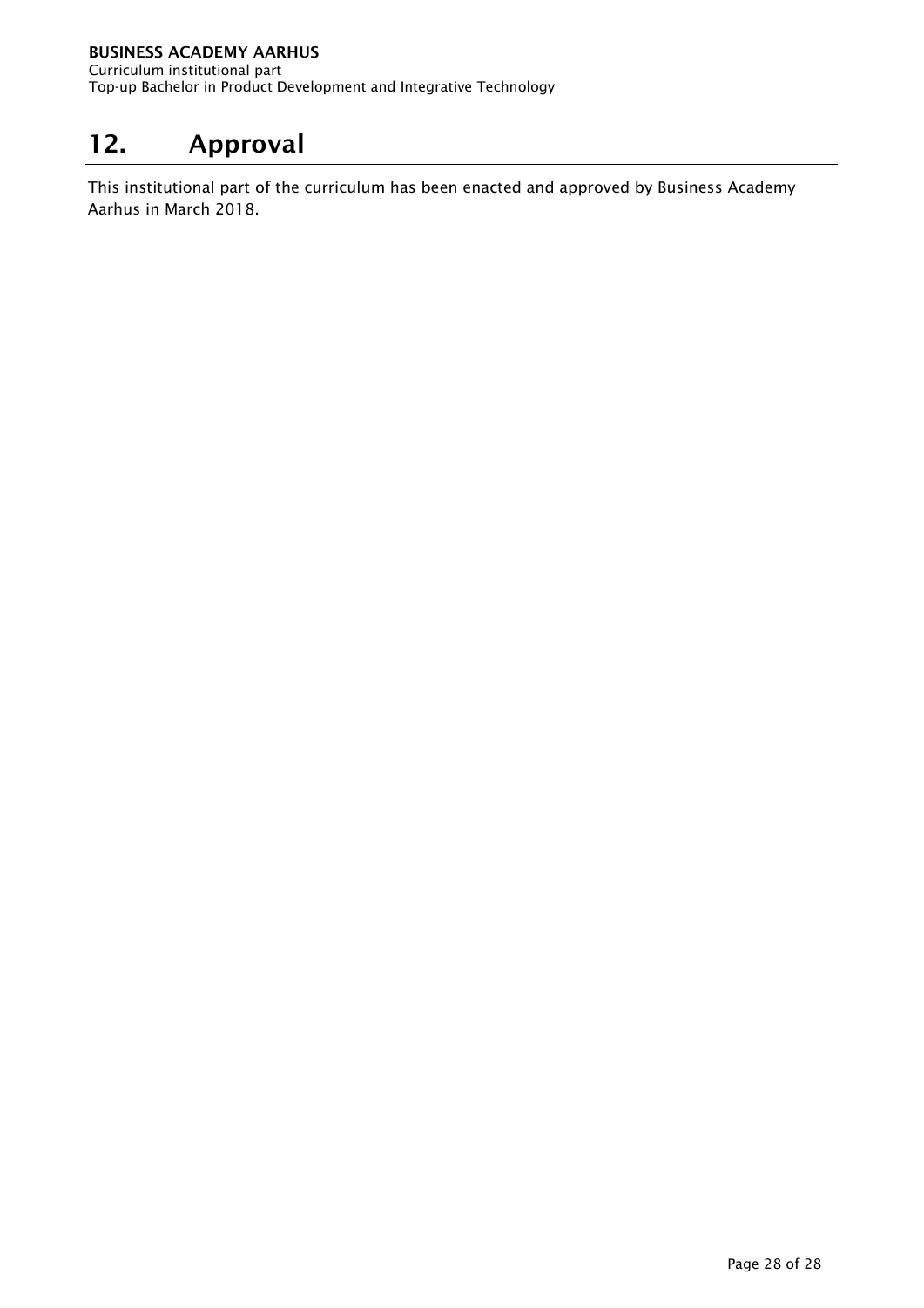# 12. Approval

This institutional part of the curriculum has been enacted and approved by Business Academy Aarhus in March 2018.